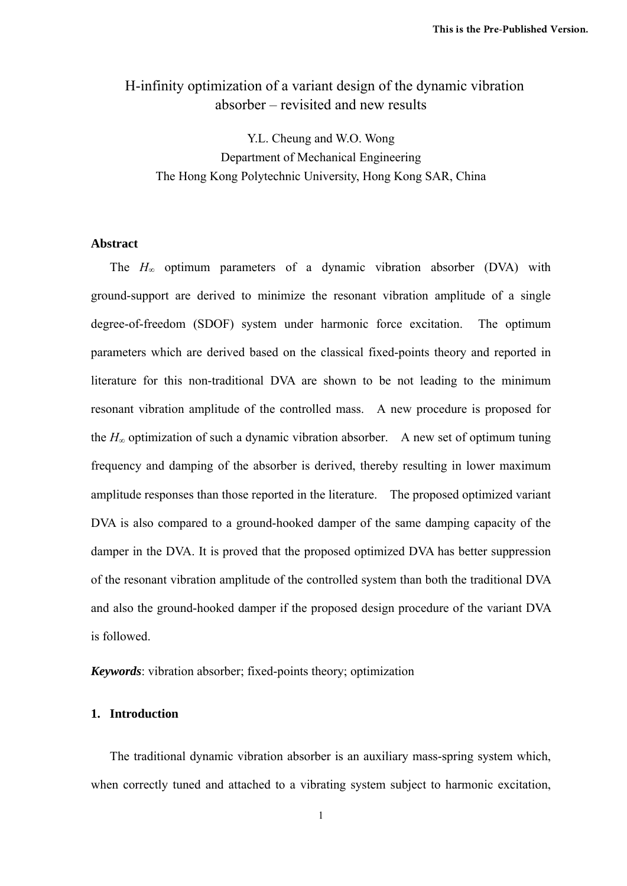# H-infinity optimization of a variant design of the dynamic vibration absorber – revisited and new results

Y.L. Cheung and W.O. Wong
Department of Mechanical Engineering
The Hong Kong Polytechnic University, Hong Kong SAR, China

## Abstract

The $H_\infty$ optimum parameters of a dynamic vibration absorber (DVA) with ground-support are derived to minimize the resonant vibration amplitude of a single degree-of-freedom (SDOF) system under harmonic force excitation. The optimum parameters which are derived based on the classical fixed-points theory and reported in literature for this non-traditional DVA are shown to be not leading to the minimum resonant vibration amplitude of the controlled mass. A new procedure is proposed for the $H_\infty$ optimization of such a dynamic vibration absorber. A new set of optimum tuning frequency and damping of the absorber is derived, thereby resulting in lower maximum amplitude responses than those reported in the literature. The proposed optimized variant DVA is also compared to a ground-hooked damper of the same damping capacity of the damper in the DVA. It is proved that the proposed optimized DVA has better suppression of the resonant vibration amplitude of the controlled system than both the traditional DVA and also the ground-hooked damper if the proposed design procedure of the variant DVA is followed.

***Keywords***: vibration absorber; fixed-points theory; optimization

## 1. Introduction

The traditional dynamic vibration absorber is an auxiliary mass-spring system which, when correctly tuned and attached to a vibrating system subject to harmonic excitation,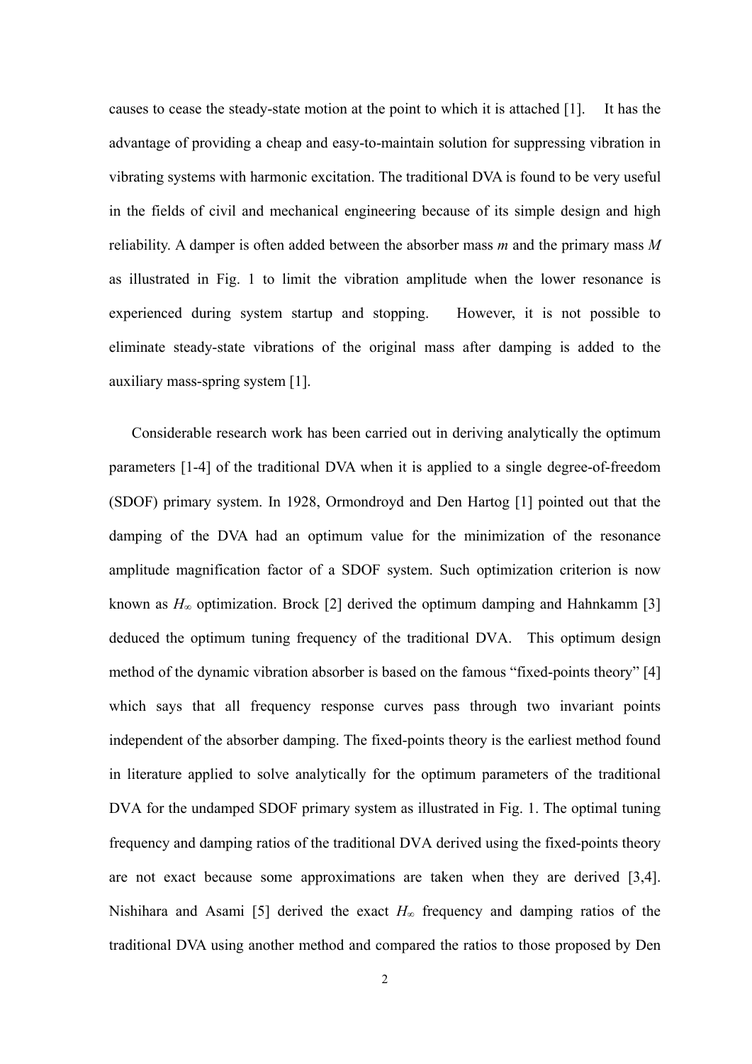causes to cease the steady-state motion at the point to which it is attached [1]. It has the advantage of providing a cheap and easy-to-maintain solution for suppressing vibration in vibrating systems with harmonic excitation. The traditional DVA is found to be very useful in the fields of civil and mechanical engineering because of its simple design and high reliability. A damper is often added between the absorber mass *m* and the primary mass *M* as illustrated in Fig. 1 to limit the vibration amplitude when the lower resonance is experienced during system startup and stopping. However, it is not possible to eliminate steady-state vibrations of the original mass after damping is added to the auxiliary mass-spring system [1].

Considerable research work has been carried out in deriving analytically the optimum parameters [1-4] of the traditional DVA when it is applied to a single degree-of-freedom (SDOF) primary system. In 1928, Ormondroyd and Den Hartog [1] pointed out that the damping of the DVA had an optimum value for the minimization of the resonance amplitude magnification factor of a SDOF system. Such optimization criterion is now known as $H_\infty$ optimization. Brock [2] derived the optimum damping and Hahnkamm [3] deduced the optimum tuning frequency of the traditional DVA. This optimum design method of the dynamic vibration absorber is based on the famous "fixed-points theory" [4] which says that all frequency response curves pass through two invariant points independent of the absorber damping. The fixed-points theory is the earliest method found in literature applied to solve analytically for the optimum parameters of the traditional DVA for the undamped SDOF primary system as illustrated in Fig. 1. The optimal tuning frequency and damping ratios of the traditional DVA derived using the fixed-points theory are not exact because some approximations are taken when they are derived [3,4]. Nishihara and Asami [5] derived the exact $H_\infty$ frequency and damping ratios of the traditional DVA using another method and compared the ratios to those proposed by Den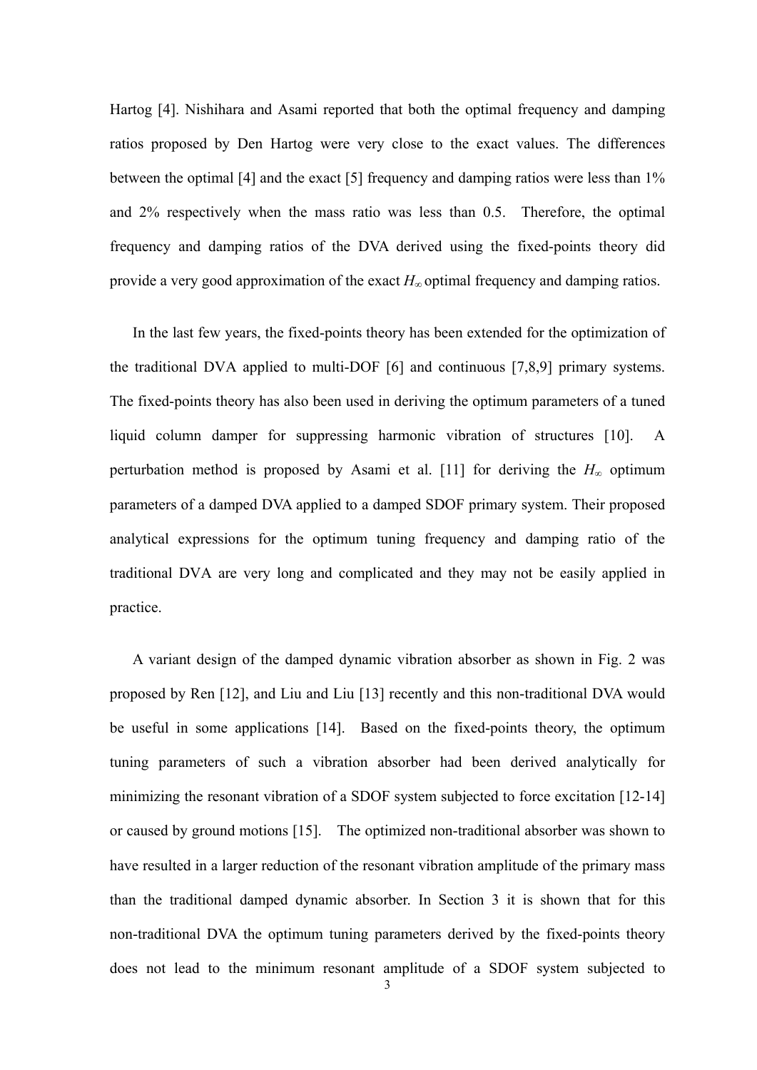Hartog [4]. Nishihara and Asami reported that both the optimal frequency and damping ratios proposed by Den Hartog were very close to the exact values. The differences between the optimal [4] and the exact [5] frequency and damping ratios were less than 1% and 2% respectively when the mass ratio was less than 0.5. Therefore, the optimal frequency and damping ratios of the DVA derived using the fixed-points theory did provide a very good approximation of the exact $H_\infty$ optimal frequency and damping ratios.

In the last few years, the fixed-points theory has been extended for the optimization of the traditional DVA applied to multi-DOF [6] and continuous [7,8,9] primary systems. The fixed-points theory has also been used in deriving the optimum parameters of a tuned liquid column damper for suppressing harmonic vibration of structures [10]. A perturbation method is proposed by Asami et al. [11] for deriving the $H_\infty$ optimum parameters of a damped DVA applied to a damped SDOF primary system. Their proposed analytical expressions for the optimum tuning frequency and damping ratio of the traditional DVA are very long and complicated and they may not be easily applied in practice.

A variant design of the damped dynamic vibration absorber as shown in Fig. 2 was proposed by Ren [12], and Liu and Liu [13] recently and this non-traditional DVA would be useful in some applications [14]. Based on the fixed-points theory, the optimum tuning parameters of such a vibration absorber had been derived analytically for minimizing the resonant vibration of a SDOF system subjected to force excitation [12-14] or caused by ground motions [15]. The optimized non-traditional absorber was shown to have resulted in a larger reduction of the resonant vibration amplitude of the primary mass than the traditional damped dynamic absorber. In Section 3 it is shown that for this non-traditional DVA the optimum tuning parameters derived by the fixed-points theory does not lead to the minimum resonant amplitude of a SDOF system subjected to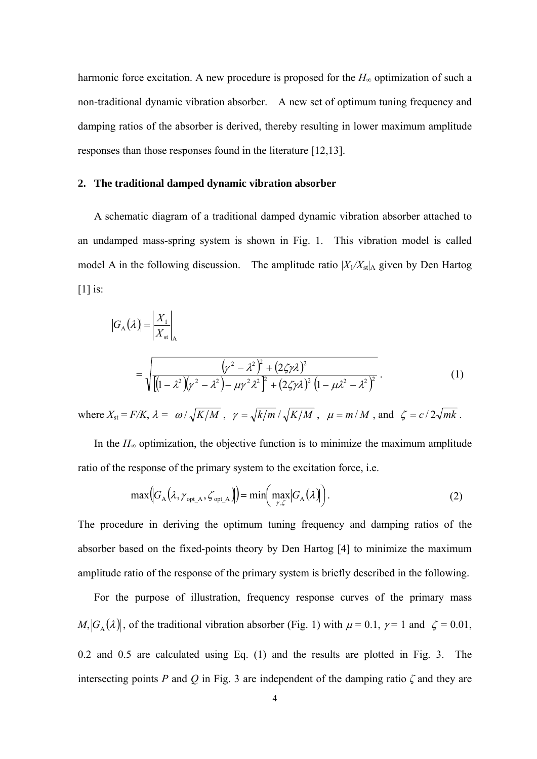harmonic force excitation. A new procedure is proposed for the $H_\infty$ optimization of such a non-traditional dynamic vibration absorber. A new set of optimum tuning frequency and damping ratios of the absorber is derived, thereby resulting in lower maximum amplitude responses than those responses found in the literature [12,13].

## 2. The traditional damped dynamic vibration absorber

A schematic diagram of a traditional damped dynamic vibration absorber attached to an undamped mass-spring system is shown in Fig. 1. This vibration model is called model A in the following discussion. The amplitude ratio $|X_1/X_{\text{st}}|_{\text{A}}$ given by Den Hartog [1] is:

$$|G_{\text{A}}(\lambda)| = \left|\frac{X_1}{X_{\text{st}}}\right|_{\text{A}}$$

$$= \sqrt{\frac{\left(\gamma^2 - \lambda^2\right)^2 + (2\zeta\gamma\lambda)^2}{\left[\left(1-\lambda^2\right)\left(\gamma^2-\lambda^2\right) - \mu\gamma^2\lambda^2\right]^2 + (2\zeta\gamma\lambda)^2\left(1-\mu\lambda^2-\lambda^2\right)^2}} . \tag{1}$$

where $X_{\text{st}} = F/K$, $\lambda = \omega/\sqrt{K/M}$, $\gamma = \sqrt{k/m}/\sqrt{K/M}$, $\mu = m/M$, and $\zeta = c/2\sqrt{mk}$.

In the $H_\infty$ optimization, the objective function is to minimize the maximum amplitude ratio of the response of the primary system to the excitation force, i.e.

$$\max\left(\left|G_{\text{A}}\left(\lambda, \gamma_{\text{opt\_A}}, \zeta_{\text{opt\_A}}\right)\right|\right) = \min\left(\max_{\gamma,\zeta}\left|G_{\text{A}}(\lambda)\right|\right). \tag{2}$$

The procedure in deriving the optimum tuning frequency and damping ratios of the absorber based on the fixed-points theory by Den Hartog [4] to minimize the maximum amplitude ratio of the response of the primary system is briefly described in the following.

For the purpose of illustration, frequency response curves of the primary mass $M, |G_{\text{A}}(\lambda)|$, of the traditional vibration absorber (Fig. 1) with $\mu = 0.1$, $\gamma = 1$ and $\zeta = 0.01$, 0.2 and 0.5 are calculated using Eq. (1) and the results are plotted in Fig. 3. The intersecting points $P$ and $Q$ in Fig. 3 are independent of the damping ratio $\zeta$ and they are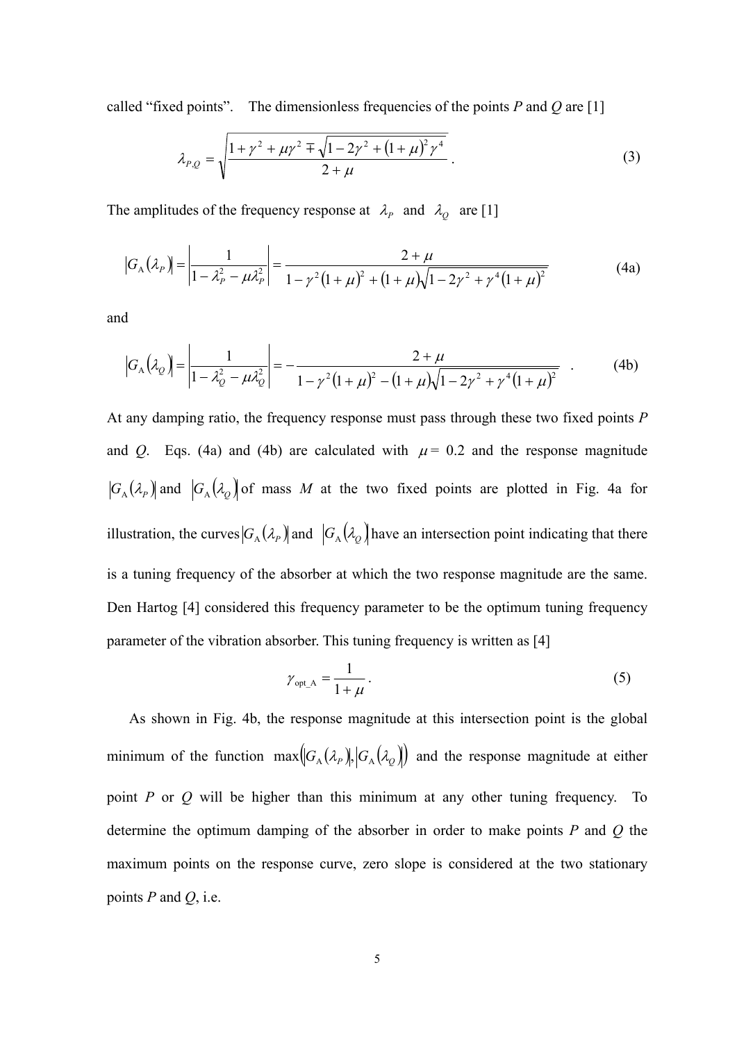called "fixed points". The dimensionless frequencies of the points $P$ and $Q$ are [1]

$$\lambda_{P,Q} = \sqrt{\frac{1+\gamma^2+\mu\gamma^2 \mp \sqrt{1-2\gamma^2+(1+\mu)^2\gamma^4}}{2+\mu}}. \tag{3}$$

The amplitudes of the frequency response at $\lambda_P$ and $\lambda_Q$ are [1]

$$\left|G_{\mathrm{A}}(\lambda_P)\right| = \left|\frac{1}{1-\lambda_P^2-\mu\lambda_P^2}\right| = \frac{2+\mu}{1-\gamma^2(1+\mu)^2+(1+\mu)\sqrt{1-2\gamma^2+\gamma^4(1+\mu)^2}} \tag{4a}$$

and

$$\left|G_{\mathrm{A}}(\lambda_Q)\right| = \left|\frac{1}{1-\lambda_Q^2-\mu\lambda_Q^2}\right| = -\frac{2+\mu}{1-\gamma^2(1+\mu)^2-(1+\mu)\sqrt{1-2\gamma^2+\gamma^4(1+\mu)^2}}. \tag{4b}$$

At any damping ratio, the frequency response must pass through these two fixed points $P$ and $Q$. Eqs. (4a) and (4b) are calculated with $\mu = 0.2$ and the response magnitude $\left|G_{\mathrm{A}}(\lambda_P)\right|$ and $\left|G_{\mathrm{A}}(\lambda_Q)\right|$ of mass $M$ at the two fixed points are plotted in Fig. 4a for illustration, the curves $\left|G_{\mathrm{A}}(\lambda_P)\right|$ and $\left|G_{\mathrm{A}}(\lambda_Q)\right|$ have an intersection point indicating that there is a tuning frequency of the absorber at which the two response magnitude are the same. Den Hartog [4] considered this frequency parameter to be the optimum tuning frequency parameter of the vibration absorber. This tuning frequency is written as [4]

$$\gamma_{\mathrm{opt\_A}} = \frac{1}{1+\mu}. \tag{5}$$

As shown in Fig. 4b, the response magnitude at this intersection point is the global minimum of the function $\max\left(\left|G_{\mathrm{A}}(\lambda_P)\right|, \left|G_{\mathrm{A}}(\lambda_Q)\right|\right)$ and the response magnitude at either point $P$ or $Q$ will be higher than this minimum at any other tuning frequency. To determine the optimum damping of the absorber in order to make points $P$ and $Q$ the maximum points on the response curve, zero slope is considered at the two stationary points $P$ and $Q$, i.e.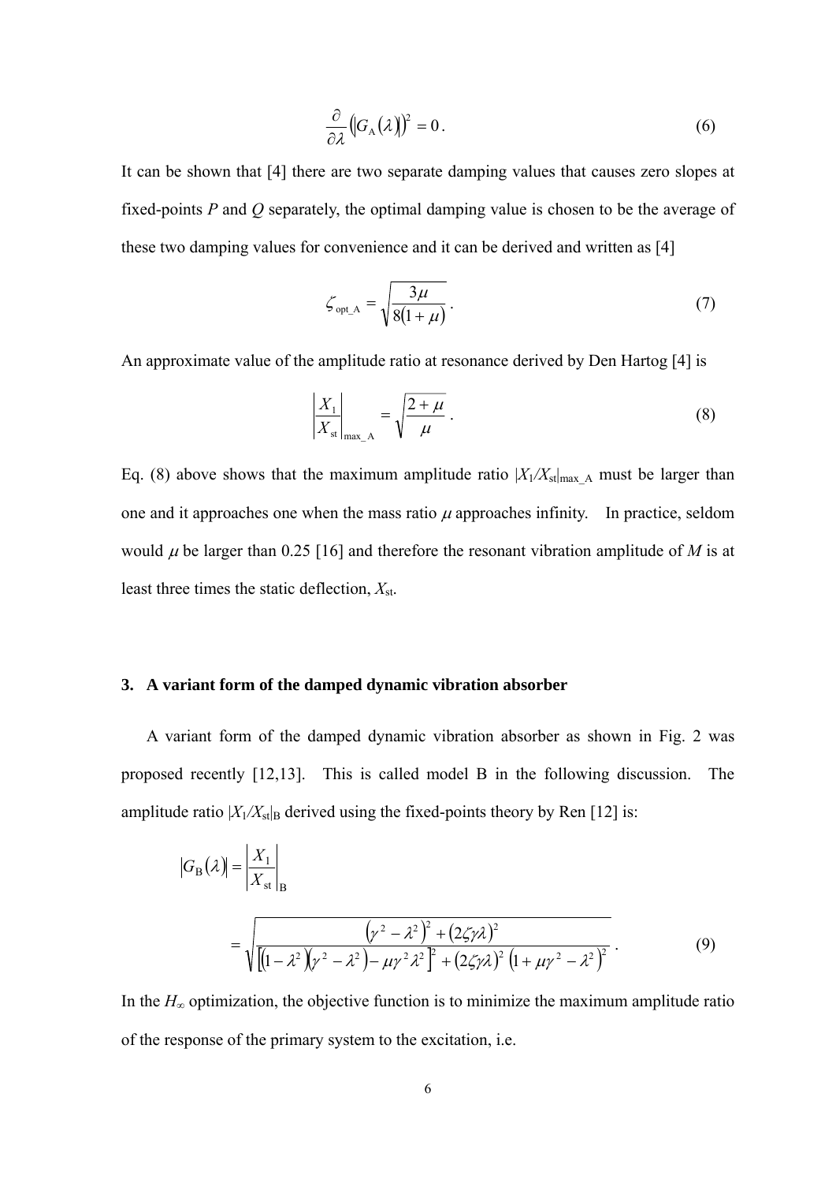$$\frac{\partial}{\partial\lambda}\left(\left|G_{\mathrm{A}}(\lambda)\right|\right)^2 = 0\,. \tag{6}$$

It can be shown that [4] there are two separate damping values that causes zero slopes at fixed-points *P* and *Q* separately, the optimal damping value is chosen to be the average of these two damping values for convenience and it can be derived and written as [4]

$$\zeta_{\mathrm{opt\_A}} = \sqrt{\frac{3\mu}{8(1+\mu)}}\,. \tag{7}$$

An approximate value of the amplitude ratio at resonance derived by Den Hartog [4] is

$$\left|\frac{X_1}{X_{\mathrm{st}}}\right|_{\mathrm{max\_A}} = \sqrt{\frac{2+\mu}{\mu}}\,. \tag{8}$$

Eq. (8) above shows that the maximum amplitude ratio $|X_1/X_{\mathrm{st}}|_{\mathrm{max\_A}}$ must be larger than one and it approaches one when the mass ratio $\mu$ approaches infinity. In practice, seldom would $\mu$ be larger than 0.25 [16] and therefore the resonant vibration amplitude of *M* is at least three times the static deflection, $X_{\mathrm{st}}$.

## 3. A variant form of the damped dynamic vibration absorber

A variant form of the damped dynamic vibration absorber as shown in Fig. 2 was proposed recently [12,13]. This is called model B in the following discussion. The amplitude ratio $|X_1/X_{\mathrm{st}}|_{\mathrm{B}}$ derived using the fixed-points theory by Ren [12] is:

$$\left|G_{\mathrm{B}}(\lambda)\right| = \left|\frac{X_1}{X_{\mathrm{st}}}\right|_{\mathrm{B}}$$

$$= \sqrt{\frac{\left(\gamma^2-\lambda^2\right)^2 + (2\zeta\gamma\lambda)^2}{\left[\left(1-\lambda^2\right)\left(\gamma^2-\lambda^2\right) - \mu\gamma^2\lambda^2\right]^2 + (2\zeta\gamma\lambda)^2\left(1+\mu\gamma^2-\lambda^2\right)^2}}\,. \tag{9}$$

In the $H_\infty$ optimization, the objective function is to minimize the maximum amplitude ratio of the response of the primary system to the excitation, i.e.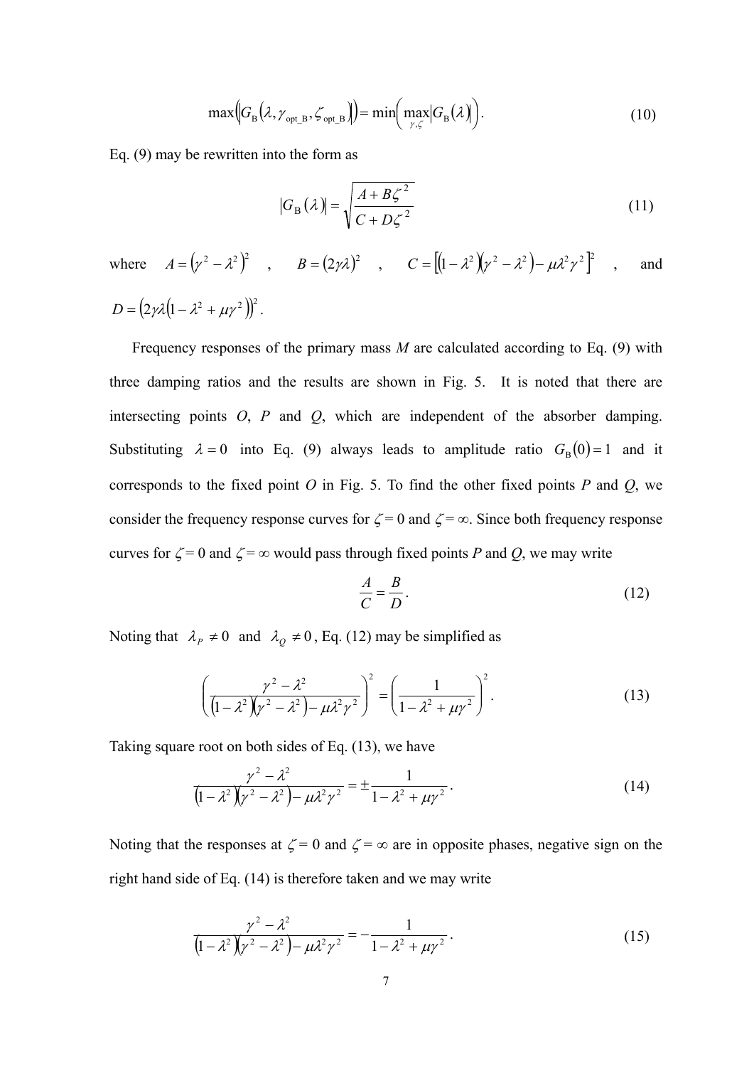$$\max\left(\left|G_{\mathrm{B}}\left(\lambda, \gamma_{\mathrm{opt\_B}}, \zeta_{\mathrm{opt\_B}}\right)\right|\right) = \min\left(\max_{\gamma,\zeta}\left|G_{\mathrm{B}}(\lambda)\right|\right). \tag{10}$$

Eq. (9) may be rewritten into the form as

$$\left|G_{\mathrm{B}}(\lambda)\right| = \sqrt{\frac{A + B\zeta^2}{C + D\zeta^2}} \tag{11}$$

where $A = \left(\gamma^2 - \lambda^2\right)^2$ , $B = (2\gamma\lambda)^2$ , $C = \left[\left(1-\lambda^2\right)\left(\gamma^2 - \lambda^2\right) - \mu\lambda^2\gamma^2\right]^2$ , and $D = \left(2\gamma\lambda\left(1 - \lambda^2 + \mu\gamma^2\right)\right)^2$.

Frequency responses of the primary mass $M$ are calculated according to Eq. (9) with three damping ratios and the results are shown in Fig. 5. It is noted that there are intersecting points $O$, $P$ and $Q$, which are independent of the absorber damping. Substituting $\lambda = 0$ into Eq. (9) always leads to amplitude ratio $G_{\mathrm{B}}(0) = 1$ and it corresponds to the fixed point $O$ in Fig. 5. To find the other fixed points $P$ and $Q$, we consider the frequency response curves for $\zeta = 0$ and $\zeta = \infty$. Since both frequency response curves for $\zeta = 0$ and $\zeta = \infty$ would pass through fixed points $P$ and $Q$, we may write

$$\frac{A}{C} = \frac{B}{D}. \tag{12}$$

Noting that $\lambda_P \neq 0$ and $\lambda_Q \neq 0$, Eq. (12) may be simplified as

$$\left(\frac{\gamma^2 - \lambda^2}{\left(1-\lambda^2\right)\left(\gamma^2 - \lambda^2\right) - \mu\lambda^2\gamma^2}\right)^2 = \left(\frac{1}{1 - \lambda^2 + \mu\gamma^2}\right)^2. \tag{13}$$

Taking square root on both sides of Eq. (13), we have

$$\frac{\gamma^2 - \lambda^2}{\left(1-\lambda^2\right)\left(\gamma^2 - \lambda^2\right) - \mu\lambda^2\gamma^2} = \pm\frac{1}{1 - \lambda^2 + \mu\gamma^2}. \tag{14}$$

Noting that the responses at $\zeta = 0$ and $\zeta = \infty$ are in opposite phases, negative sign on the right hand side of Eq. (14) is therefore taken and we may write

$$\frac{\gamma^2 - \lambda^2}{\left(1-\lambda^2\right)\left(\gamma^2 - \lambda^2\right) - \mu\lambda^2\gamma^2} = -\frac{1}{1 - \lambda^2 + \mu\gamma^2}. \tag{15}$$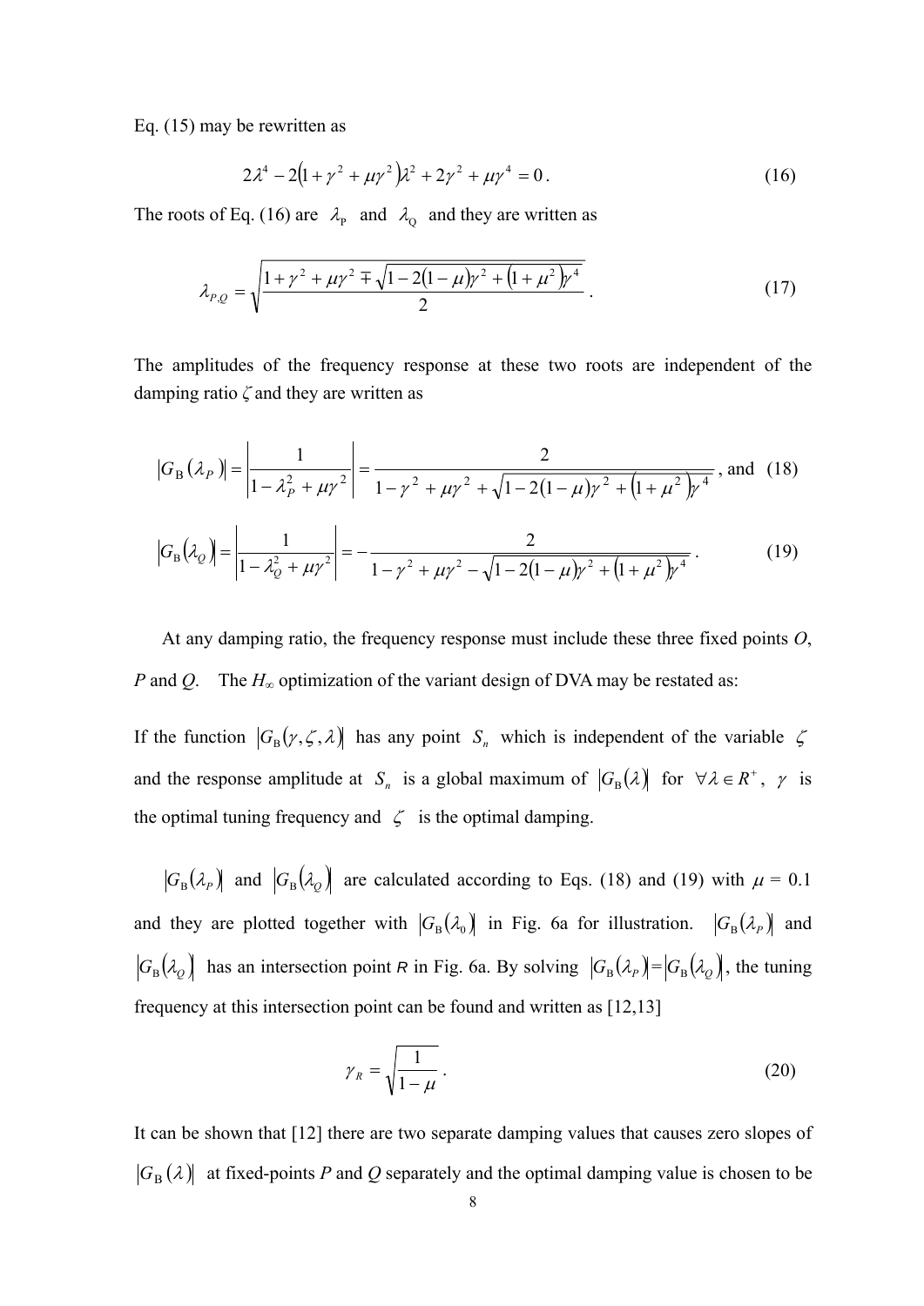Eq. (15) may be rewritten as

$$2\lambda^4 - 2\left(1 + \gamma^2 + \mu\gamma^2\right)\lambda^2 + 2\gamma^2 + \mu\gamma^4 = 0\,. \tag{16}$$

The roots of Eq. (16) are $\lambda_{\mathrm{P}}$ and $\lambda_{\mathrm{Q}}$ and they are written as

$$\lambda_{P,Q} = \sqrt{\frac{1 + \gamma^2 + \mu\gamma^2 \mp \sqrt{1 - 2(1-\mu)\gamma^2 + \left(1 + \mu^2\right)\gamma^4}}{2}}\,. \tag{17}$$

The amplitudes of the frequency response at these two roots are independent of the damping ratio $\zeta$ and they are written as

$$\left|G_{\mathrm{B}}\left(\lambda_P\right)\right| = \left|\frac{1}{1 - \lambda_P^2 + \mu\gamma^2}\right| = \frac{2}{1 - \gamma^2 + \mu\gamma^2 + \sqrt{1 - 2(1-\mu)\gamma^2 + \left(1 + \mu^2\right)\gamma^4}}\,, \text{ and} \tag{18}$$

$$\left|G_{\mathrm{B}}\left(\lambda_Q\right)\right| = \left|\frac{1}{1 - \lambda_Q^2 + \mu\gamma^2}\right| = -\frac{2}{1 - \gamma^2 + \mu\gamma^2 - \sqrt{1 - 2(1-\mu)\gamma^2 + \left(1 + \mu^2\right)\gamma^4}}\,. \tag{19}$$

At any damping ratio, the frequency response must include these three fixed points *O*, *P* and *Q*. The $H_\infty$ optimization of the variant design of DVA may be restated as:

If the function $\left|G_{\mathrm{B}}(\gamma,\zeta,\lambda)\right|$ has any point $S_n$ which is independent of the variable $\zeta$ and the response amplitude at $S_n$ is a global maximum of $\left|G_{\mathrm{B}}(\lambda)\right|$ for $\forall\lambda \in R^+$, $\gamma$ is the optimal tuning frequency and $\zeta$ is the optimal damping.

$\left|G_{\mathrm{B}}(\lambda_P)\right|$ and $\left|G_{\mathrm{B}}(\lambda_Q)\right|$ are calculated according to Eqs. (18) and (19) with $\mu$ = 0.1 and they are plotted together with $\left|G_{\mathrm{B}}(\lambda_0)\right|$ in Fig. 6a for illustration. $\left|G_{\mathrm{B}}(\lambda_P)\right|$ and $\left|G_{\mathrm{B}}(\lambda_Q)\right|$ has an intersection point *R* in Fig. 6a. By solving $\left|G_{\mathrm{B}}(\lambda_P)\right| = \left|G_{\mathrm{B}}(\lambda_Q)\right|$, the tuning frequency at this intersection point can be found and written as [12,13]

$$\gamma_R = \sqrt{\frac{1}{1-\mu}}\,. \tag{20}$$

It can be shown that [12] there are two separate damping values that causes zero slopes of $\left|G_{\mathrm{B}}(\lambda)\right|$ at fixed-points *P* and *Q* separately and the optimal damping value is chosen to be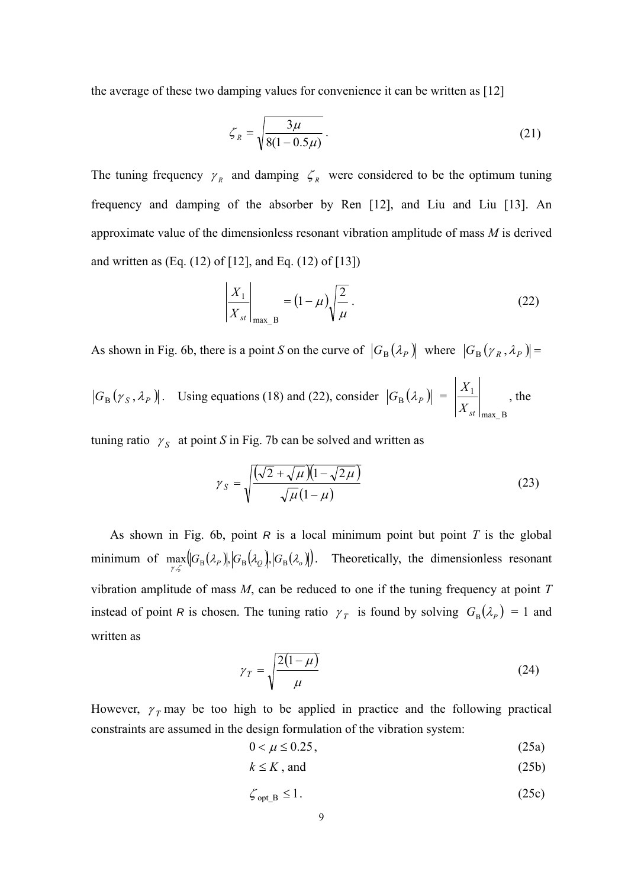the average of these two damping values for convenience it can be written as [12]

$$\zeta_R = \sqrt{\frac{3\mu}{8(1-0.5\mu)}} \,. \tag{21}$$

The tuning frequency $\gamma_R$ and damping $\zeta_R$ were considered to be the optimum tuning frequency and damping of the absorber by Ren [12], and Liu and Liu [13]. An approximate value of the dimensionless resonant vibration amplitude of mass *M* is derived and written as (Eq. (12) of [12], and Eq. (12) of [13])

$$\left|\frac{X_1}{X_{st}}\right|_{\max\_\mathrm{B}} = (1-\mu)\sqrt{\frac{2}{\mu}} \,. \tag{22}$$

As shown in Fig. 6b, there is a point *S* on the curve of $|G_\mathrm{B}(\lambda_P)|$ where $|G_\mathrm{B}(\gamma_R, \lambda_P)| = |G_\mathrm{B}(\gamma_S, \lambda_P)|$. Using equations (18) and (22), consider $|G_\mathrm{B}(\lambda_P)| = \left|\frac{X_1}{X_{st}}\right|_{\max\_\mathrm{B}}$, the tuning ratio $\gamma_S$ at point *S* in Fig. 7b can be solved and written as

$$\gamma_S = \sqrt{\frac{\left(\sqrt{2}+\sqrt{\mu}\right)\left(1-\sqrt{2\mu}\right)}{\sqrt{\mu}(1-\mu)}} \tag{23}$$

As shown in Fig. 6b, point *R* is a local minimum point but point *T* is the global minimum of $\max\limits_{\gamma,\zeta}\left(|G_\mathrm{B}(\lambda_P)|, |G_\mathrm{B}(\lambda_Q)|, |G_\mathrm{B}(\lambda_o)|\right)$. Theoretically, the dimensionless resonant vibration amplitude of mass *M*, can be reduced to one if the tuning frequency at point *T* instead of point *R* is chosen. The tuning ratio $\gamma_T$ is found by solving $G_\mathrm{B}(\lambda_P)$ = 1 and written as

$$\gamma_T = \sqrt{\frac{2(1-\mu)}{\mu}} \tag{24}$$

However, $\gamma_T$ may be too high to be applied in practice and the following practical constraints are assumed in the design formulation of the vibration system:

$$0 < \mu \le 0.25 \,, \tag{25a}$$

$$k \le K \text{, and} \tag{25b}$$

$$\zeta_{\mathrm{opt\_B}} \le 1 \,. \tag{25c}$$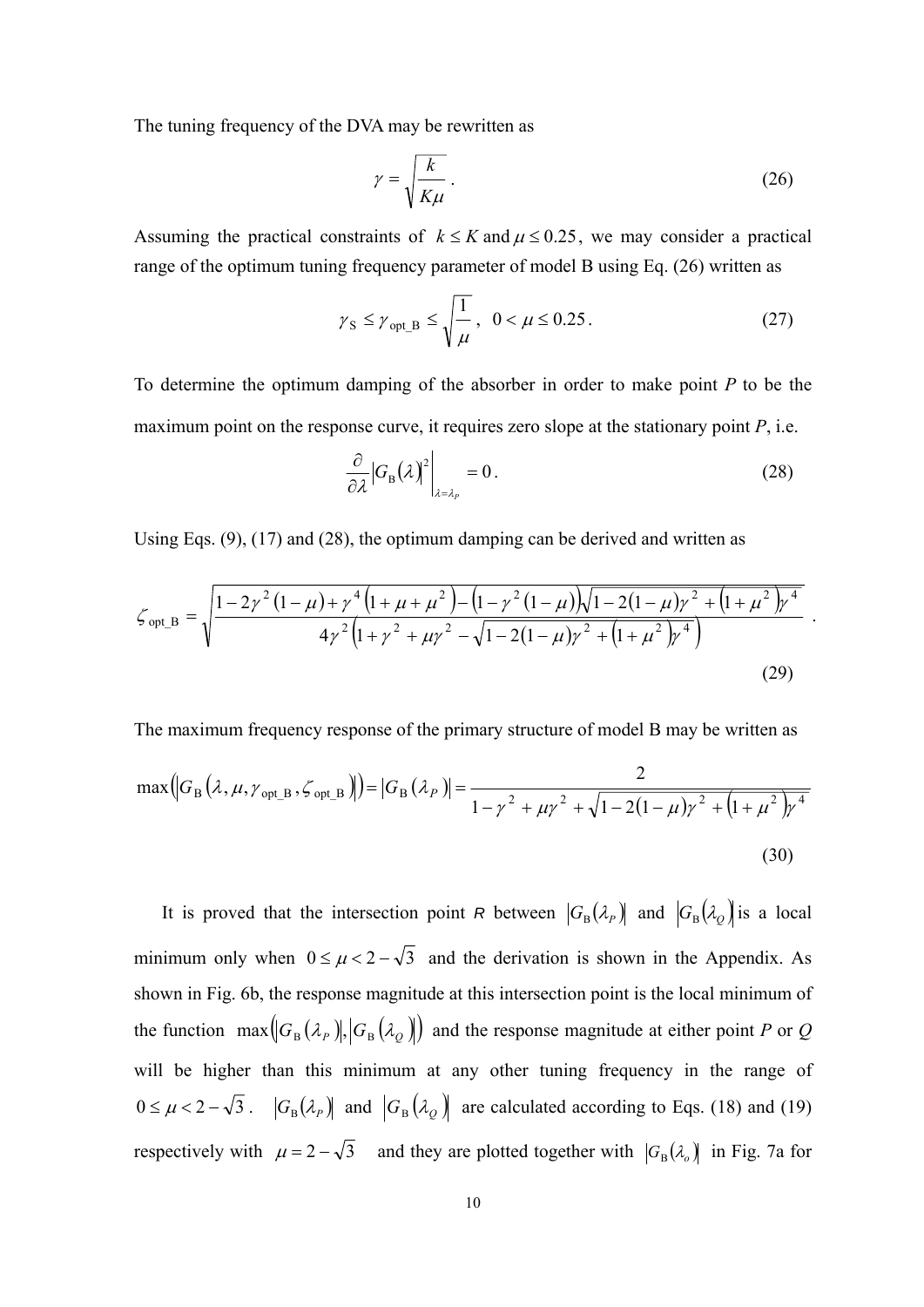The tuning frequency of the DVA may be rewritten as

$$\gamma = \sqrt{\frac{k}{K\mu}} . \tag{26}$$

Assuming the practical constraints of $k \le K$ and $\mu \le 0.25$, we may consider a practical range of the optimum tuning frequency parameter of model B using Eq. (26) written as

$$\gamma_{\mathrm{S}} \le \gamma_{\mathrm{opt\_B}} \le \sqrt{\frac{1}{\mu}}, \quad 0 < \mu \le 0.25 . \tag{27}$$

To determine the optimum damping of the absorber in order to make point $P$ to be the maximum point on the response curve, it requires zero slope at the stationary point $P$, i.e.

$$\left. \frac{\partial}{\partial \lambda} \left| G_{\mathrm{B}}(\lambda) \right|^2 \right|_{\lambda = \lambda_P} = 0 . \tag{28}$$

Using Eqs. (9), (17) and (28), the optimum damping can be derived and written as

$$\zeta_{\mathrm{opt\_B}} = \sqrt{\frac{1 - 2\gamma^2 (1-\mu) + \gamma^4 \left(1 + \mu + \mu^2\right) - \left(1 - \gamma^2 (1-\mu)\right)\sqrt{1 - 2(1-\mu)\gamma^2 + \left(1 + \mu^2\right)\gamma^4}}{4\gamma^2 \left(1 + \gamma^2 + \mu\gamma^2 - \sqrt{1 - 2(1-\mu)\gamma^2 + \left(1 + \mu^2\right)\gamma^4}\right)}} . \tag{29}$$

The maximum frequency response of the primary structure of model B may be written as

$$\max\left(\left| G_{\mathrm{B}}\left(\lambda, \mu, \gamma_{\mathrm{opt\_B}}, \zeta_{\mathrm{opt\_B}}\right) \right|\right) = \left| G_{\mathrm{B}}(\lambda_P) \right| = \frac{2}{1 - \gamma^2 + \mu\gamma^2 + \sqrt{1 - 2(1-\mu)\gamma^2 + \left(1 + \mu^2\right)\gamma^4}} \tag{30}$$

It is proved that the intersection point *R* between $\left| G_{\mathrm{B}}(\lambda_P) \right|$ and $\left| G_{\mathrm{B}}(\lambda_Q) \right|$ is a local minimum only when $0 \le \mu < 2 - \sqrt{3}$ and the derivation is shown in the Appendix. As shown in Fig. 6b, the response magnitude at this intersection point is the local minimum of the function $\max\left(\left| G_{\mathrm{B}}(\lambda_P) \right|, \left| G_{\mathrm{B}}(\lambda_Q) \right|\right)$ and the response magnitude at either point $P$ or $Q$ will be higher than this minimum at any other tuning frequency in the range of $0 \le \mu < 2 - \sqrt{3}$. $\left| G_{\mathrm{B}}(\lambda_P) \right|$ and $\left| G_{\mathrm{B}}(\lambda_Q) \right|$ are calculated according to Eqs. (18) and (19) respectively with $\mu = 2 - \sqrt{3}$ and they are plotted together with $\left| G_{\mathrm{B}}(\lambda_o) \right|$ in Fig. 7a for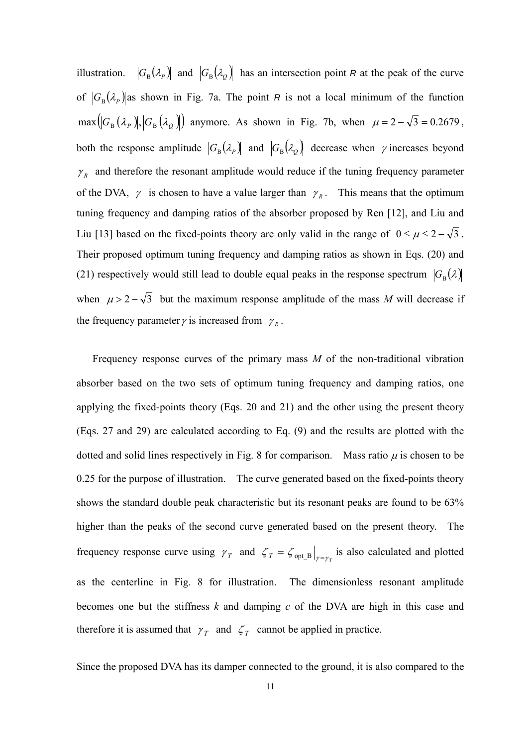illustration. $|G_{\rm B}(\lambda_P)|$ and $|G_{\rm B}(\lambda_Q)|$ has an intersection point *R* at the peak of the curve of $|G_{\rm B}(\lambda_P)|$ as shown in Fig. 7a. The point *R* is not a local minimum of the function $\max(|G_{\rm B}(\lambda_P)|,|G_{\rm B}(\lambda_Q)|)$ anymore. As shown in Fig. 7b, when $\mu = 2-\sqrt{3} = 0.2679$, both the response amplitude $|G_{\rm B}(\lambda_P)|$ and $|G_{\rm B}(\lambda_Q)|$ decrease when $\gamma$ increases beyond $\gamma_R$ and therefore the resonant amplitude would reduce if the tuning frequency parameter of the DVA, $\gamma$ is chosen to have a value larger than $\gamma_R$. This means that the optimum tuning frequency and damping ratios of the absorber proposed by Ren [12], and Liu and Liu [13] based on the fixed-points theory are only valid in the range of $0 \le \mu \le 2-\sqrt{3}$. Their proposed optimum tuning frequency and damping ratios as shown in Eqs. (20) and (21) respectively would still lead to double equal peaks in the response spectrum $|G_{\rm B}(\lambda)|$ when $\mu > 2-\sqrt{3}$ but the maximum response amplitude of the mass *M* will decrease if the frequency parameter $\gamma$ is increased from $\gamma_R$.

Frequency response curves of the primary mass *M* of the non-traditional vibration absorber based on the two sets of optimum tuning frequency and damping ratios, one applying the fixed-points theory (Eqs. 20 and 21) and the other using the present theory (Eqs. 27 and 29) are calculated according to Eq. (9) and the results are plotted with the dotted and solid lines respectively in Fig. 8 for comparison. Mass ratio $\mu$ is chosen to be 0.25 for the purpose of illustration. The curve generated based on the fixed-points theory shows the standard double peak characteristic but its resonant peaks are found to be 63% higher than the peaks of the second curve generated based on the present theory. The frequency response curve using $\gamma_T$ and $\zeta_T = \zeta_{\rm opt\_B}\big|_{\gamma=\gamma_T}$ is also calculated and plotted as the centerline in Fig. 8 for illustration. The dimensionless resonant amplitude becomes one but the stiffness *k* and damping *c* of the DVA are high in this case and therefore it is assumed that $\gamma_T$ and $\zeta_T$ cannot be applied in practice.

Since the proposed DVA has its damper connected to the ground, it is also compared to the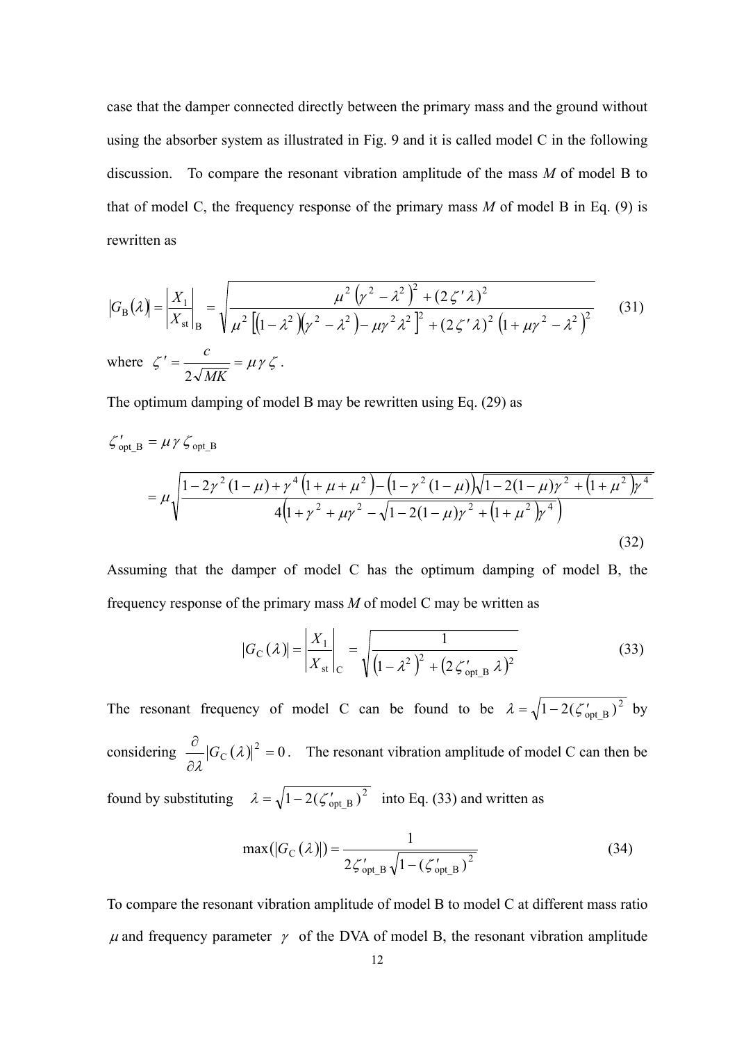case that the damper connected directly between the primary mass and the ground without using the absorber system as illustrated in Fig. 9 and it is called model C in the following discussion. To compare the resonant vibration amplitude of the mass $M$ of model B to that of model C, the frequency response of the primary mass $M$ of model B in Eq. (9) is rewritten as

$$\left|G_{\mathrm{B}}(\lambda)\right| = \left|\frac{X_1}{X_{\mathrm{st}}}\right|_{\mathrm{B}} = \sqrt{\frac{\mu^2\left(\gamma^2-\lambda^2\right)^2+(2\zeta'\lambda)^2}{\mu^2\left[\left(1-\lambda^2\right)\left(\gamma^2-\lambda^2\right)-\mu\gamma^2\lambda^2\right]^2+(2\zeta'\lambda)^2\left(1+\mu\gamma^2-\lambda^2\right)^2}} \tag{31}$$

where $\zeta' = \dfrac{c}{2\sqrt{MK}} = \mu\gamma\zeta$.

The optimum damping of model B may be rewritten using Eq. (29) as

$$\begin{aligned}\zeta'_{\mathrm{opt\_B}} &= \mu\gamma\zeta_{\mathrm{opt\_B}} \\ &= \mu\sqrt{\frac{1-2\gamma^2(1-\mu)+\gamma^4\left(1+\mu+\mu^2\right)-\left(1-\gamma^2(1-\mu)\right)\sqrt{1-2(1-\mu)\gamma^2+\left(1+\mu^2\right)\gamma^4}}{4\left(1+\gamma^2+\mu\gamma^2-\sqrt{1-2(1-\mu)\gamma^2+\left(1+\mu^2\right)\gamma^4}\right)}}\end{aligned} \tag{32}$$

Assuming that the damper of model C has the optimum damping of model B, the frequency response of the primary mass $M$ of model C may be written as

$$\left|G_{\mathrm{C}}(\lambda)\right| = \left|\frac{X_1}{X_{\mathrm{st}}}\right|_{\mathrm{C}} = \sqrt{\frac{1}{\left(1-\lambda^2\right)^2+\left(2\zeta'_{\mathrm{opt\_B}}\lambda\right)^2}} \tag{33}$$

The resonant frequency of model C can be found to be $\lambda = \sqrt{1-2(\zeta'_{\mathrm{opt\_B}})^2}$ by considering $\dfrac{\partial}{\partial\lambda}\left|G_{\mathrm{C}}(\lambda)\right|^2 = 0$. The resonant vibration amplitude of model C can then be found by substituting $\lambda = \sqrt{1-2(\zeta'_{\mathrm{opt\_B}})^2}$ into Eq. (33) and written as

$$\max\left(\left|G_{\mathrm{C}}(\lambda)\right|\right) = \frac{1}{2\zeta'_{\mathrm{opt\_B}}\sqrt{1-(\zeta'_{\mathrm{opt\_B}})^2}} \tag{34}$$

To compare the resonant vibration amplitude of model B to model C at different mass ratio $\mu$ and frequency parameter $\gamma$ of the DVA of model B, the resonant vibration amplitude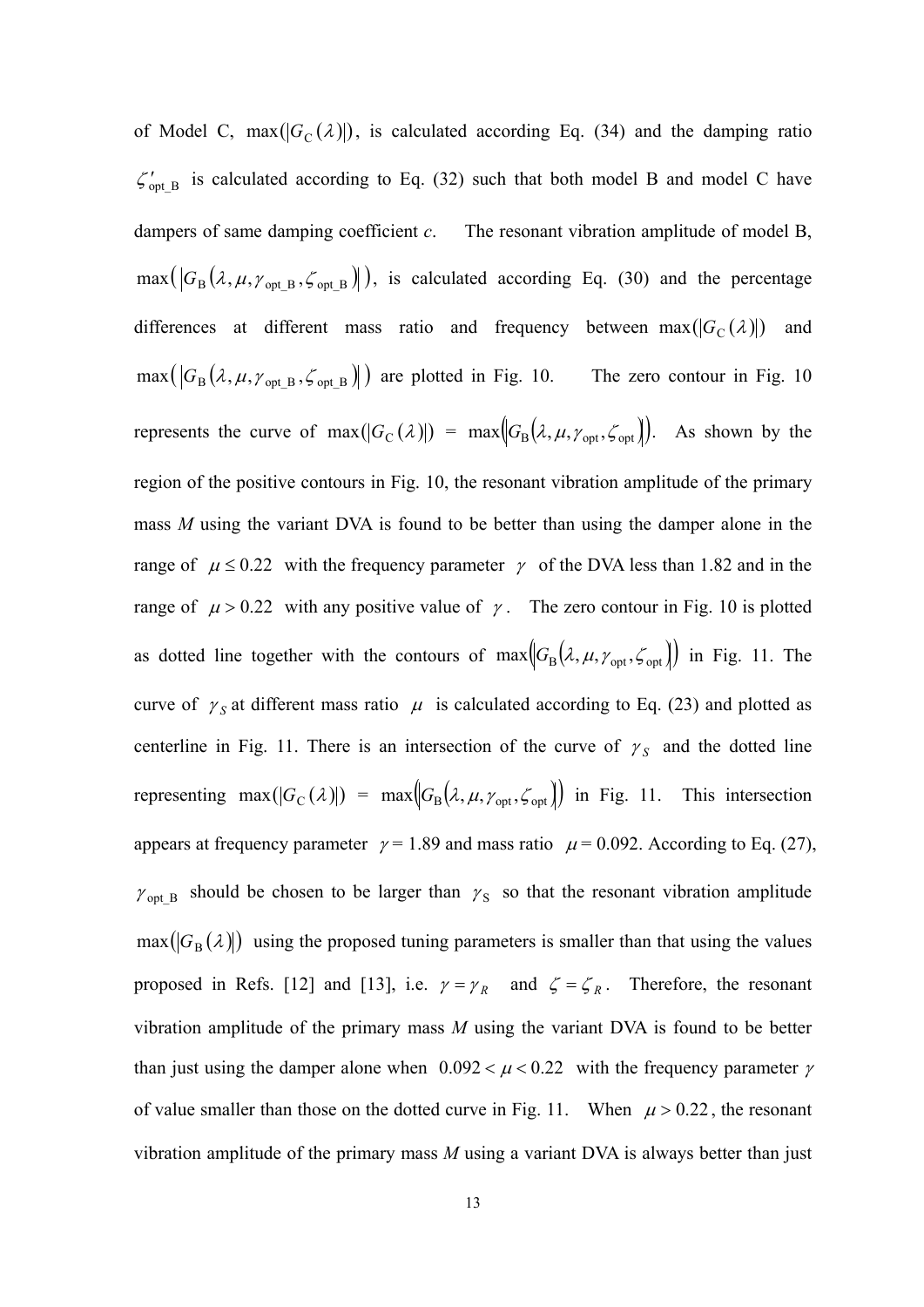of Model C, $\max(|G_{\mathrm{C}}(\lambda)|)$, is calculated according Eq. (34) and the damping ratio $\zeta'_{\mathrm{opt\_B}}$ is calculated according to Eq. (32) such that both model B and model C have dampers of same damping coefficient *c*. The resonant vibration amplitude of model B, $\max\left(\left|G_{\mathrm{B}}\left(\lambda,\mu,\gamma_{\mathrm{opt\_B}},\zeta_{\mathrm{opt\_B}}\right)\right|\right)$, is calculated according Eq. (30) and the percentage differences at different mass ratio and frequency between $\max(|G_{\mathrm{C}}(\lambda)|)$ and $\max\left(\left|G_{\mathrm{B}}\left(\lambda,\mu,\gamma_{\mathrm{opt\_B}},\zeta_{\mathrm{opt\_B}}\right)\right|\right)$ are plotted in Fig. 10. The zero contour in Fig. 10 represents the curve of $\max(|G_{\mathrm{C}}(\lambda)|) = \max\left(\left|G_{\mathrm{B}}\left(\lambda,\mu,\gamma_{\mathrm{opt}},\zeta_{\mathrm{opt}}\right)\right|\right)$. As shown by the region of the positive contours in Fig. 10, the resonant vibration amplitude of the primary mass *M* using the variant DVA is found to be better than using the damper alone in the range of $\mu \le 0.22$ with the frequency parameter $\gamma$ of the DVA less than 1.82 and in the range of $\mu > 0.22$ with any positive value of $\gamma$. The zero contour in Fig. 10 is plotted as dotted line together with the contours of $\max\left(\left|G_{\mathrm{B}}\left(\lambda,\mu,\gamma_{\mathrm{opt}},\zeta_{\mathrm{opt}}\right)\right|\right)$ in Fig. 11. The curve of $\gamma_S$ at different mass ratio $\mu$ is calculated according to Eq. (23) and plotted as centerline in Fig. 11. There is an intersection of the curve of $\gamma_S$ and the dotted line representing $\max(|G_{\mathrm{C}}(\lambda)|) = \max\left(\left|G_{\mathrm{B}}\left(\lambda,\mu,\gamma_{\mathrm{opt}},\zeta_{\mathrm{opt}}\right)\right|\right)$ in Fig. 11. This intersection appears at frequency parameter $\gamma = 1.89$ and mass ratio $\mu = 0.092$. According to Eq. (27), $\gamma_{\mathrm{opt\_B}}$ should be chosen to be larger than $\gamma_{\mathrm{S}}$ so that the resonant vibration amplitude $\max(|G_{\mathrm{B}}(\lambda)|)$ using the proposed tuning parameters is smaller than that using the values proposed in Refs. [12] and [13], i.e. $\gamma = \gamma_R$ and $\zeta = \zeta_R$. Therefore, the resonant vibration amplitude of the primary mass *M* using the variant DVA is found to be better than just using the damper alone when $0.092 < \mu < 0.22$ with the frequency parameter $\gamma$ of value smaller than those on the dotted curve in Fig. 11. When $\mu > 0.22$, the resonant vibration amplitude of the primary mass *M* using a variant DVA is always better than just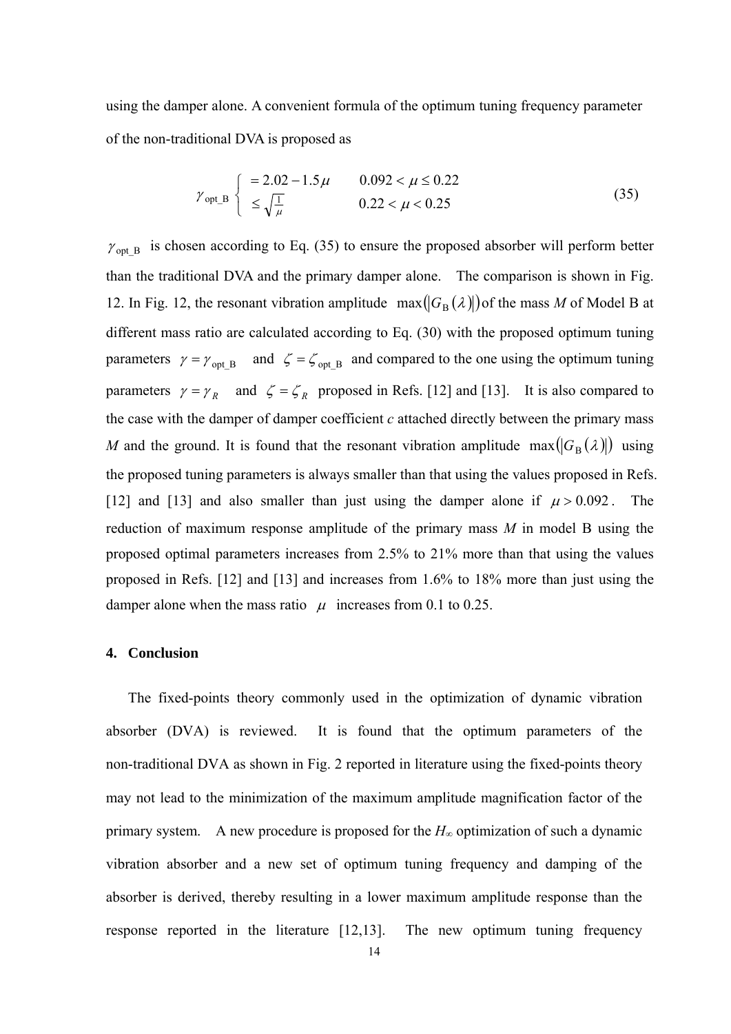using the damper alone. A convenient formula of the optimum tuning frequency parameter of the non-traditional DVA is proposed as

$$\gamma_{\text{opt\_B}} \begin{cases} = 2.02 - 1.5\mu & 0.092 < \mu \le 0.22 \\ \le \sqrt{\frac{1}{\mu}} & 0.22 < \mu < 0.25 \end{cases} \tag{35}$$

$\gamma_{\text{opt\_B}}$ is chosen according to Eq. (35) to ensure the proposed absorber will perform better than the traditional DVA and the primary damper alone. The comparison is shown in Fig. 12. In Fig. 12, the resonant vibration amplitude $\max(|G_{\text{B}}(\lambda)|)$ of the mass *M* of Model B at different mass ratio are calculated according to Eq. (30) with the proposed optimum tuning parameters $\gamma = \gamma_{\text{opt\_B}}$ and $\zeta = \zeta_{\text{opt\_B}}$ and compared to the one using the optimum tuning parameters $\gamma = \gamma_R$ and $\zeta = \zeta_R$ proposed in Refs. [12] and [13]. It is also compared to the case with the damper of damper coefficient *c* attached directly between the primary mass *M* and the ground. It is found that the resonant vibration amplitude $\max(|G_{\text{B}}(\lambda)|)$ using the proposed tuning parameters is always smaller than that using the values proposed in Refs. [12] and [13] and also smaller than just using the damper alone if $\mu > 0.092$. The reduction of maximum response amplitude of the primary mass *M* in model B using the proposed optimal parameters increases from 2.5% to 21% more than that using the values proposed in Refs. [12] and [13] and increases from 1.6% to 18% more than just using the damper alone when the mass ratio $\mu$ increases from 0.1 to 0.25.

## 4. Conclusion

The fixed-points theory commonly used in the optimization of dynamic vibration absorber (DVA) is reviewed. It is found that the optimum parameters of the non-traditional DVA as shown in Fig. 2 reported in literature using the fixed-points theory may not lead to the minimization of the maximum amplitude magnification factor of the primary system. A new procedure is proposed for the $H_\infty$ optimization of such a dynamic vibration absorber and a new set of optimum tuning frequency and damping of the absorber is derived, thereby resulting in a lower maximum amplitude response than the response reported in the literature [12,13]. The new optimum tuning frequency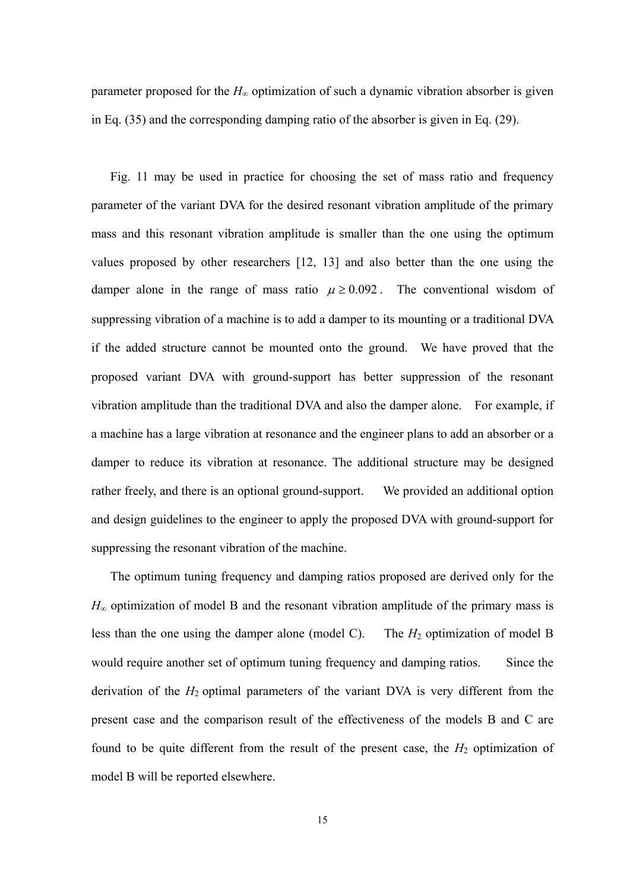parameter proposed for the $H_\infty$ optimization of such a dynamic vibration absorber is given in Eq. (35) and the corresponding damping ratio of the absorber is given in Eq. (29).

Fig. 11 may be used in practice for choosing the set of mass ratio and frequency parameter of the variant DVA for the desired resonant vibration amplitude of the primary mass and this resonant vibration amplitude is smaller than the one using the optimum values proposed by other researchers [12, 13] and also better than the one using the damper alone in the range of mass ratio $\mu \geq 0.092$. The conventional wisdom of suppressing vibration of a machine is to add a damper to its mounting or a traditional DVA if the added structure cannot be mounted onto the ground. We have proved that the proposed variant DVA with ground-support has better suppression of the resonant vibration amplitude than the traditional DVA and also the damper alone. For example, if a machine has a large vibration at resonance and the engineer plans to add an absorber or a damper to reduce its vibration at resonance. The additional structure may be designed rather freely, and there is an optional ground-support. We provided an additional option and design guidelines to the engineer to apply the proposed DVA with ground-support for suppressing the resonant vibration of the machine.

The optimum tuning frequency and damping ratios proposed are derived only for the $H_\infty$ optimization of model B and the resonant vibration amplitude of the primary mass is less than the one using the damper alone (model C). The $H_2$ optimization of model B would require another set of optimum tuning frequency and damping ratios. Since the derivation of the $H_2$ optimal parameters of the variant DVA is very different from the present case and the comparison result of the effectiveness of the models B and C are found to be quite different from the result of the present case, the $H_2$ optimization of model B will be reported elsewhere.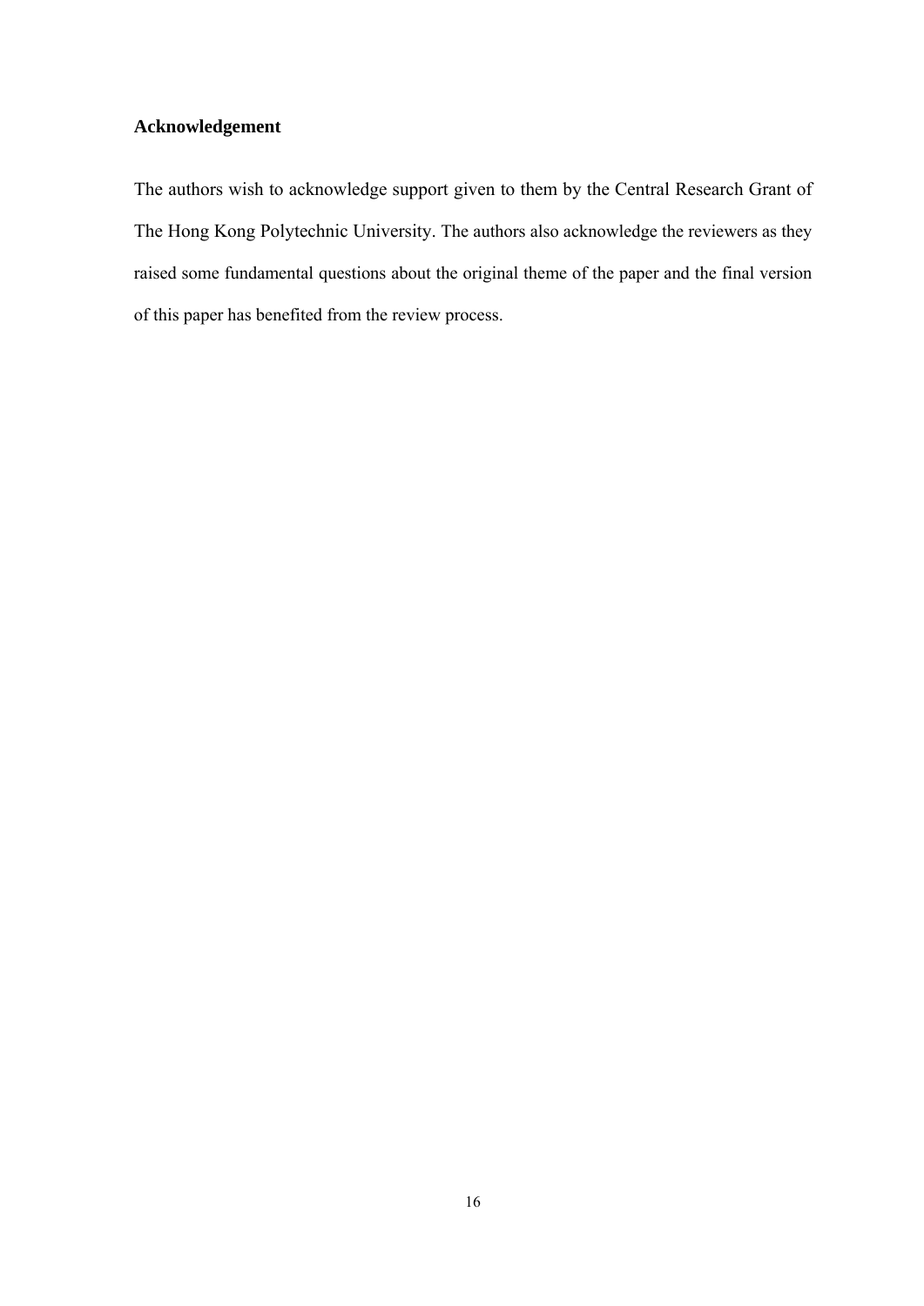## Acknowledgement

The authors wish to acknowledge support given to them by the Central Research Grant of The Hong Kong Polytechnic University. The authors also acknowledge the reviewers as they raised some fundamental questions about the original theme of the paper and the final version of this paper has benefited from the review process.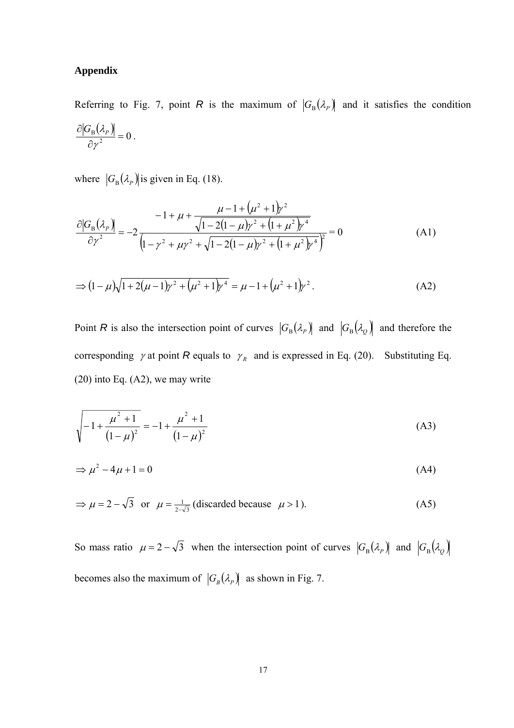**Appendix**

Referring to Fig. 7, point *R* is the maximum of $\left|G_{\mathrm{B}}(\lambda_P)\right|$ and it satisfies the condition $\dfrac{\partial\left|G_{\mathrm{B}}(\lambda_P)\right|}{\partial\gamma^2}=0$.

where $\left|G_{\mathrm{B}}(\lambda_P)\right|$ is given in Eq. (18).

$$\frac{\partial\left|G_{\mathrm{B}}(\lambda_P)\right|}{\partial\gamma^2}=-2\frac{-1+\mu+\dfrac{\mu-1+\left(\mu^2+1\right)\gamma^2}{\sqrt{1-2(1-\mu)\gamma^2+\left(1+\mu^2\right)\gamma^4}}}{\left(1-\gamma^2+\mu\gamma^2+\sqrt{1-2(1-\mu)\gamma^2+\left(1+\mu^2\right)\gamma^4}\right)^2}=0 \tag{A1}$$

$$\Rightarrow (1-\mu)\sqrt{1+2(\mu-1)\gamma^2+\left(\mu^2+1\right)\gamma^4}=\mu-1+\left(\mu^2+1\right)\gamma^2. \tag{A2}$$

Point *R* is also the intersection point of curves $\left|G_{\mathrm{B}}(\lambda_P)\right|$ and $\left|G_{\mathrm{B}}(\lambda_Q)\right|$ and therefore the corresponding $\gamma$ at point *R* equals to $\gamma_R$ and is expressed in Eq. (20). Substituting Eq. (20) into Eq. (A2), we may write

$$\sqrt{-1+\frac{\mu^2+1}{(1-\mu)^2}}=-1+\frac{\mu^2+1}{(1-\mu)^2} \tag{A3}$$

$$\Rightarrow \mu^2-4\mu+1=0 \tag{A4}$$

$$\Rightarrow \mu=2-\sqrt{3}\ \text{ or }\ \mu=\tfrac{1}{2-\sqrt{3}}\ \text{(discarded because } \mu>1\text{)}. \tag{A5}$$

So mass ratio $\mu=2-\sqrt{3}$ when the intersection point of curves $\left|G_{\mathrm{B}}(\lambda_P)\right|$ and $\left|G_{\mathrm{B}}(\lambda_Q)\right|$ becomes also the maximum of $\left|G_B(\lambda_P)\right|$ as shown in Fig. 7.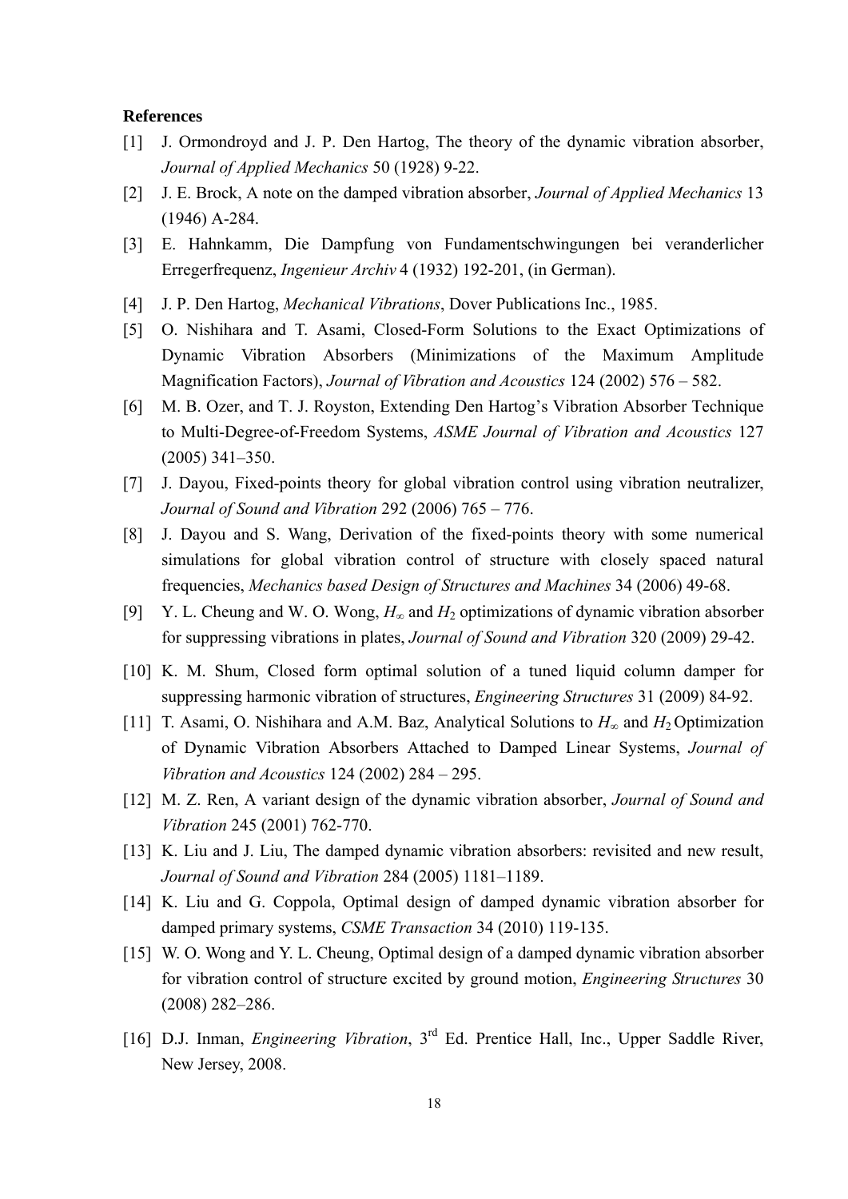**References**

[1] J. Ormondroyd and J. P. Den Hartog, The theory of the dynamic vibration absorber, *Journal of Applied Mechanics* 50 (1928) 9-22.

[2] J. E. Brock, A note on the damped vibration absorber, *Journal of Applied Mechanics* 13 (1946) A-284.

[3] E. Hahnkamm, Die Dampfung von Fundamentschwingungen bei veranderlicher Erregerfrequenz, *Ingenieur Archiv* 4 (1932) 192-201, (in German).

[4] J. P. Den Hartog, *Mechanical Vibrations*, Dover Publications Inc., 1985.

[5] O. Nishihara and T. Asami, Closed-Form Solutions to the Exact Optimizations of Dynamic Vibration Absorbers (Minimizations of the Maximum Amplitude Magnification Factors), *Journal of Vibration and Acoustics* 124 (2002) 576 – 582.

[6] M. B. Ozer, and T. J. Royston, Extending Den Hartog's Vibration Absorber Technique to Multi-Degree-of-Freedom Systems, *ASME Journal of Vibration and Acoustics* 127 (2005) 341–350.

[7] J. Dayou, Fixed-points theory for global vibration control using vibration neutralizer, *Journal of Sound and Vibration* 292 (2006) 765 – 776.

[8] J. Dayou and S. Wang, Derivation of the fixed-points theory with some numerical simulations for global vibration control of structure with closely spaced natural frequencies, *Mechanics based Design of Structures and Machines* 34 (2006) 49-68.

[9] Y. L. Cheung and W. O. Wong, $H_\infty$ and $H_2$ optimizations of dynamic vibration absorber for suppressing vibrations in plates, *Journal of Sound and Vibration* 320 (2009) 29-42.

[10] K. M. Shum, Closed form optimal solution of a tuned liquid column damper for suppressing harmonic vibration of structures, *Engineering Structures* 31 (2009) 84-92.

[11] T. Asami, O. Nishihara and A.M. Baz, Analytical Solutions to $H_\infty$ and $H_2$ Optimization of Dynamic Vibration Absorbers Attached to Damped Linear Systems, *Journal of Vibration and Acoustics* 124 (2002) 284 – 295.

[12] M. Z. Ren, A variant design of the dynamic vibration absorber, *Journal of Sound and Vibration* 245 (2001) 762-770.

[13] K. Liu and J. Liu, The damped dynamic vibration absorbers: revisited and new result, *Journal of Sound and Vibration* 284 (2005) 1181–1189.

[14] K. Liu and G. Coppola, Optimal design of damped dynamic vibration absorber for damped primary systems, *CSME Transaction* 34 (2010) 119-135.

[15] W. O. Wong and Y. L. Cheung, Optimal design of a damped dynamic vibration absorber for vibration control of structure excited by ground motion, *Engineering Structures* 30 (2008) 282–286.

[16] D.J. Inman, *Engineering Vibration*, 3rd Ed. Prentice Hall, Inc., Upper Saddle River, New Jersey, 2008.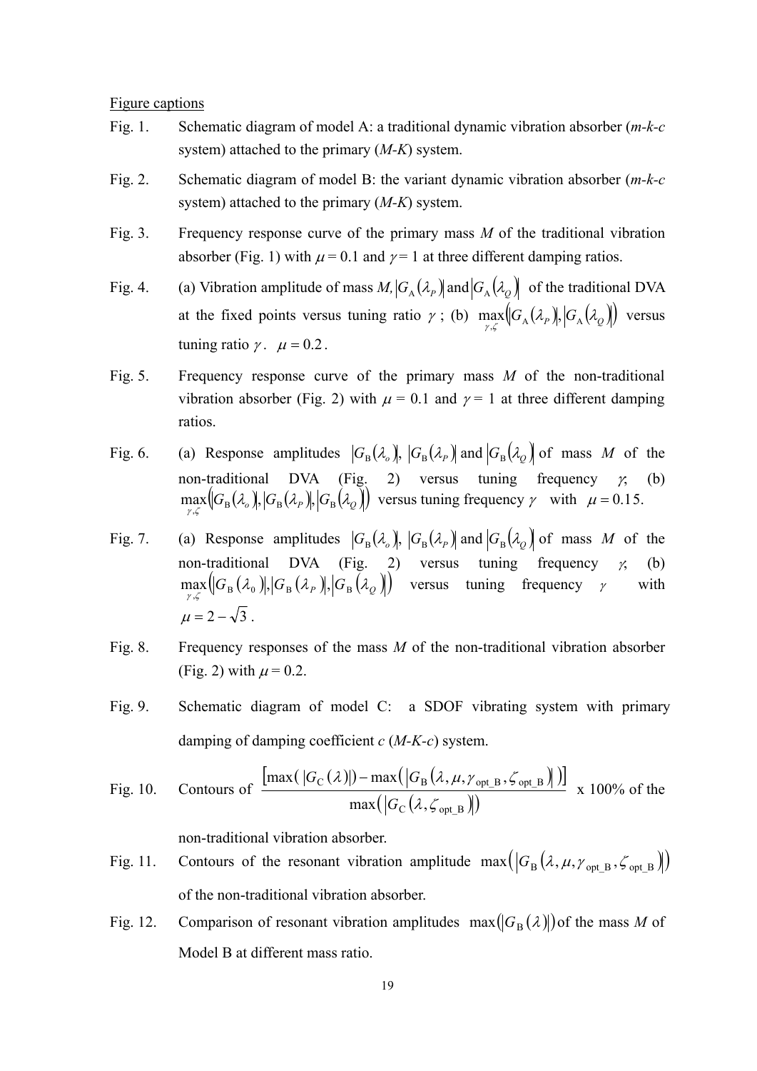Figure captions

Fig. 1. Schematic diagram of model A: a traditional dynamic vibration absorber (*m-k-c* system) attached to the primary (*M-K*) system.

Fig. 2. Schematic diagram of model B: the variant dynamic vibration absorber (*m-k-c* system) attached to the primary (*M-K*) system.

Fig. 3. Frequency response curve of the primary mass *M* of the traditional vibration absorber (Fig. 1) with $\mu = 0.1$ and $\gamma = 1$ at three different damping ratios.

Fig. 4. (a) Vibration amplitude of mass *M*, $\left|G_{\mathrm{A}}\left(\lambda_P\right)\right|$ and $\left|G_{\mathrm{A}}\left(\lambda_Q\right)\right|$ of the traditional DVA at the fixed points versus tuning ratio $\gamma$ ; (b) $\max\limits_{\gamma,\zeta}\left(\left|G_{\mathrm{A}}\left(\lambda_P\right)\right|,\left|G_{\mathrm{A}}\left(\lambda_Q\right)\right|\right)$ versus tuning ratio $\gamma$. $\mu = 0.2$.

Fig. 5. Frequency response curve of the primary mass *M* of the non-traditional vibration absorber (Fig. 2) with $\mu$ = 0.1 and $\gamma$ = 1 at three different damping ratios.

Fig. 6. (a) Response amplitudes $\left|G_{\mathrm{B}}\left(\lambda_o\right)\right|$, $\left|G_{\mathrm{B}}\left(\lambda_P\right)\right|$ and $\left|G_{\mathrm{B}}\left(\lambda_Q\right)\right|$ of mass *M* of the non-traditional DVA (Fig. 2) versus tuning frequency $\gamma$; (b) $\max\limits_{\gamma,\zeta}\left(\left|G_{\mathrm{B}}\left(\lambda_o\right)\right|,\left|G_{\mathrm{B}}\left(\lambda_P\right)\right|,\left|G_{\mathrm{B}}\left(\lambda_Q\right)\right|\right)$ versus tuning frequency $\gamma$ with $\mu = 0.15$.

Fig. 7. (a) Response amplitudes $\left|G_{\mathrm{B}}\left(\lambda_o\right)\right|$, $\left|G_{\mathrm{B}}\left(\lambda_P\right)\right|$ and $\left|G_{\mathrm{B}}\left(\lambda_Q\right)\right|$ of mass *M* of the non-traditional DVA (Fig. 2) versus tuning frequency $\gamma$; (b) $\max\limits_{\gamma,\zeta}\left(\left|G_{\mathrm{B}}\left(\lambda_0\right)\right|,\left|G_{\mathrm{B}}\left(\lambda_P\right)\right|,\left|G_{\mathrm{B}}\left(\lambda_Q\right)\right|\right)$ versus tuning frequency $\gamma$ with $\mu = 2-\sqrt{3}$.

Fig. 8. Frequency responses of the mass *M* of the non-traditional vibration absorber (Fig. 2) with $\mu$ = 0.2.

Fig. 9. Schematic diagram of model C: a SDOF vibrating system with primary damping of damping coefficient *c* (*M-K-c*) system.

Fig. 10. Contours of $\dfrac{\left[\max\left(\left|G_{\mathrm{C}}(\lambda)\right|\right)-\max\left(\left|G_{\mathrm{B}}\left(\lambda,\mu,\gamma_{\mathrm{opt\_B}},\zeta_{\mathrm{opt\_B}}\right)\right|\right)\right]}{\max\left(\left|G_{\mathrm{C}}\left(\lambda,\zeta_{\mathrm{opt\_B}}\right)\right|\right)}$ x 100% of the non-traditional vibration absorber.

Fig. 11. Contours of the resonant vibration amplitude $\max\left(\left|G_{\mathrm{B}}\left(\lambda,\mu,\gamma_{\mathrm{opt\_B}},\zeta_{\mathrm{opt\_B}}\right)\right|\right)$ of the non-traditional vibration absorber.

Fig. 12. Comparison of resonant vibration amplitudes $\max\left(\left|G_{\mathrm{B}}(\lambda)\right|\right)$ of the mass *M* of Model B at different mass ratio.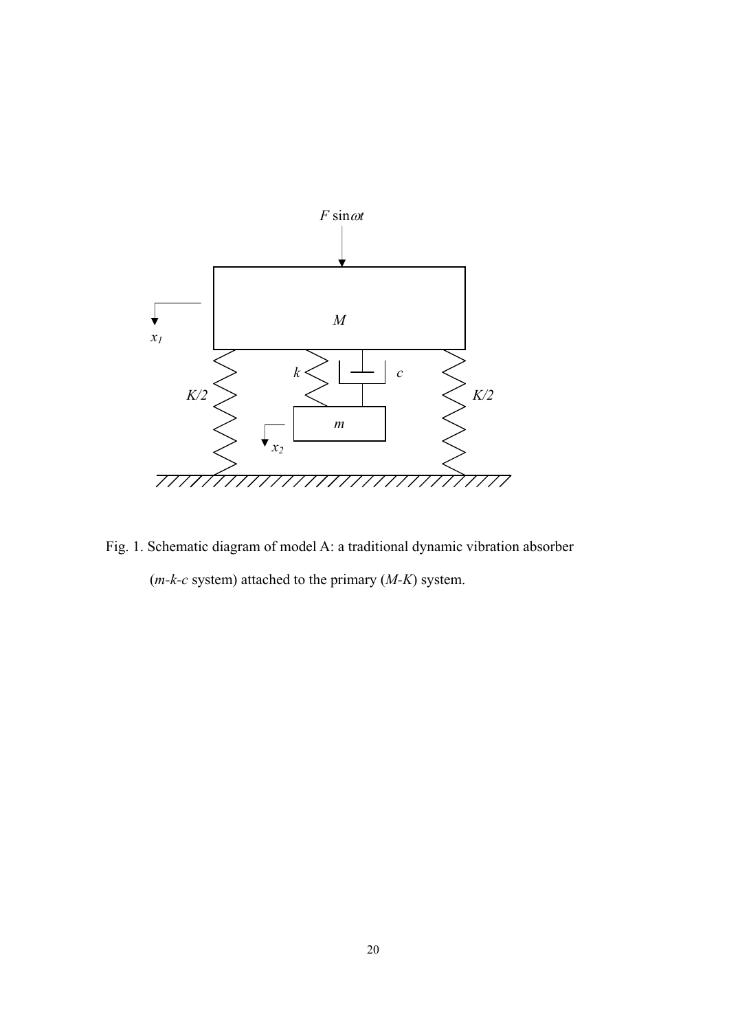Fig. 1. Schematic diagram of model A: a traditional dynamic vibration absorber ($m$-$k$-$c$ system) attached to the primary ($M$-$K$) system.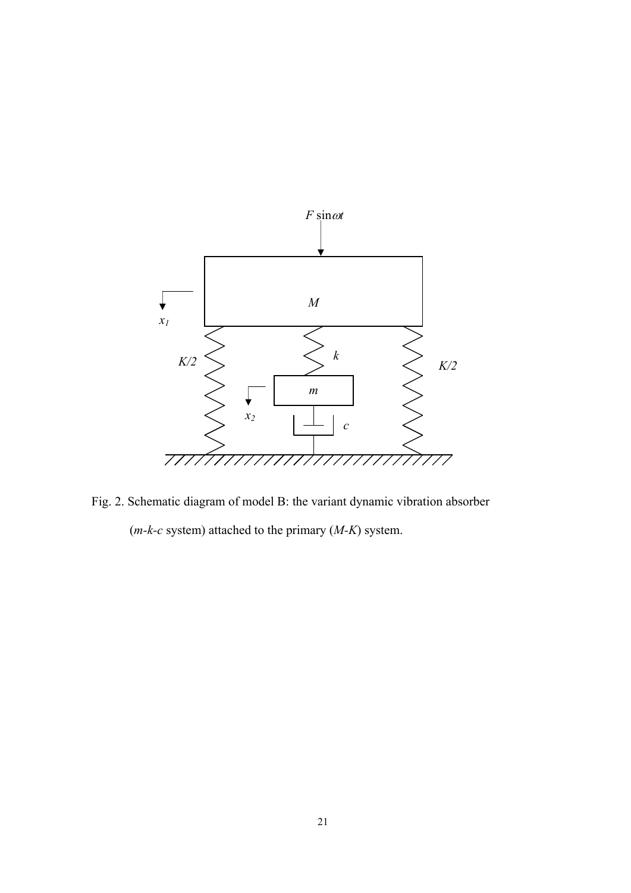Fig. 2. Schematic diagram of model B: the variant dynamic vibration absorber ($m$-$k$-$c$ system) attached to the primary ($M$-$K$) system.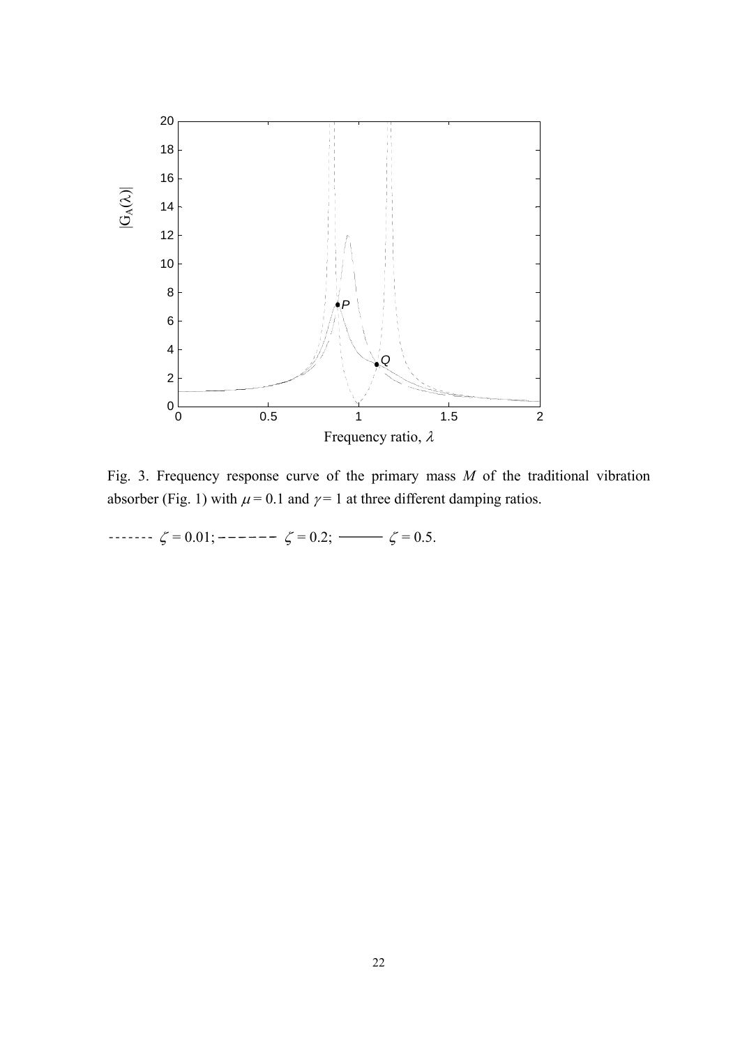Fig. 3. Frequency response curve of the primary mass $M$ of the traditional vibration absorber (Fig. 1) with $\mu = 0.1$ and $\gamma = 1$ at three different damping ratios.

------- $\zeta = 0.01$; – – – – – – $\zeta = 0.2$; ——— $\zeta = 0.5$.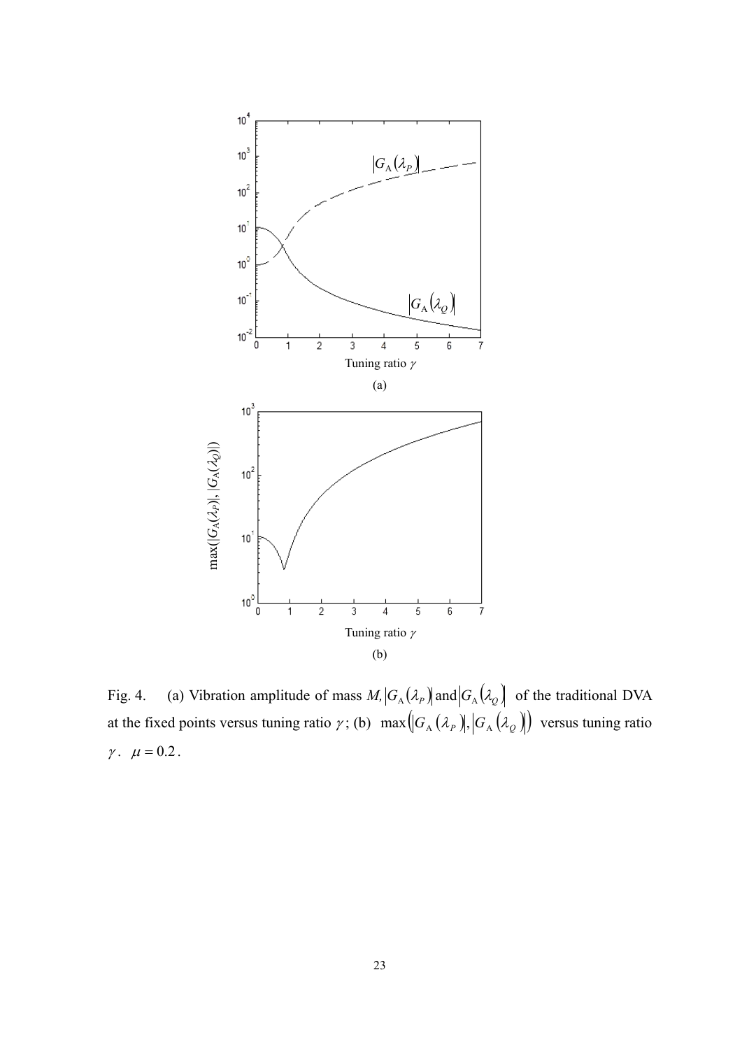Fig. 4. (a) Vibration amplitude of mass $M$, $|G_{\mathrm{A}}(\lambda_P)|$ and $|G_{\mathrm{A}}(\lambda_Q)|$ of the traditional DVA at the fixed points versus tuning ratio $\gamma$; (b) $\max(|G_{\mathrm{A}}(\lambda_P)|, |G_{\mathrm{A}}(\lambda_Q)|)$ versus tuning ratio $\gamma$. $\mu = 0.2$.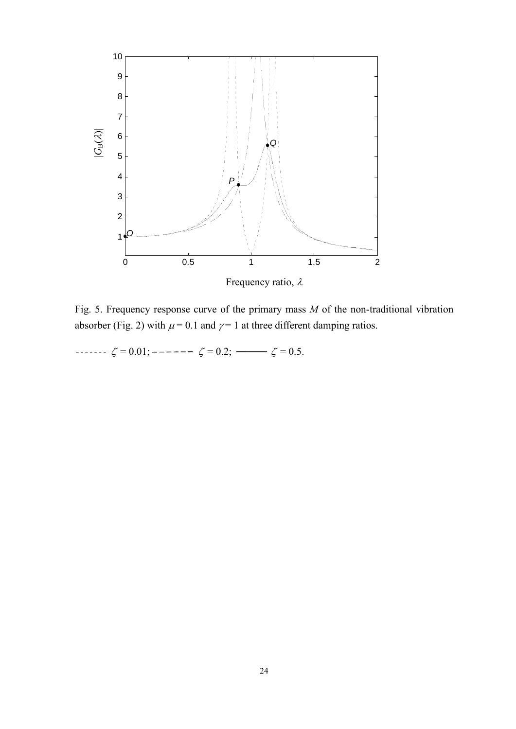Fig. 5. Frequency response curve of the primary mass $M$ of the non-traditional vibration absorber (Fig. 2) with $\mu = 0.1$ and $\gamma = 1$ at three different damping ratios.

------- $\zeta = 0.01$; – – – – – – $\zeta = 0.2$; ——— $\zeta = 0.5$.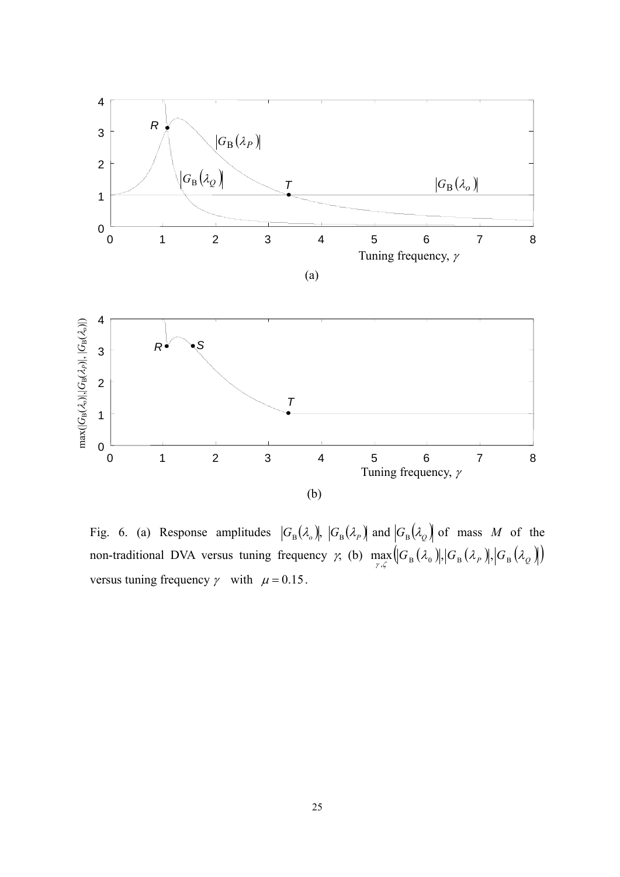(a)

(b)

Fig. 6. (a) Response amplitudes $\left|G_{\mathrm{B}}(\lambda_o)\right|$, $\left|G_{\mathrm{B}}(\lambda_P)\right|$ and $\left|G_{\mathrm{B}}(\lambda_Q)\right|$ of mass $M$ of the non-traditional DVA versus tuning frequency $\gamma$, (b) $\max\limits_{\gamma,\zeta}\left(\left|G_{\mathrm{B}}(\lambda_0)\right|,\left|G_{\mathrm{B}}(\lambda_P)\right|,\left|G_{\mathrm{B}}(\lambda_Q)\right|\right)$ versus tuning frequency $\gamma$ with $\mu = 0.15$.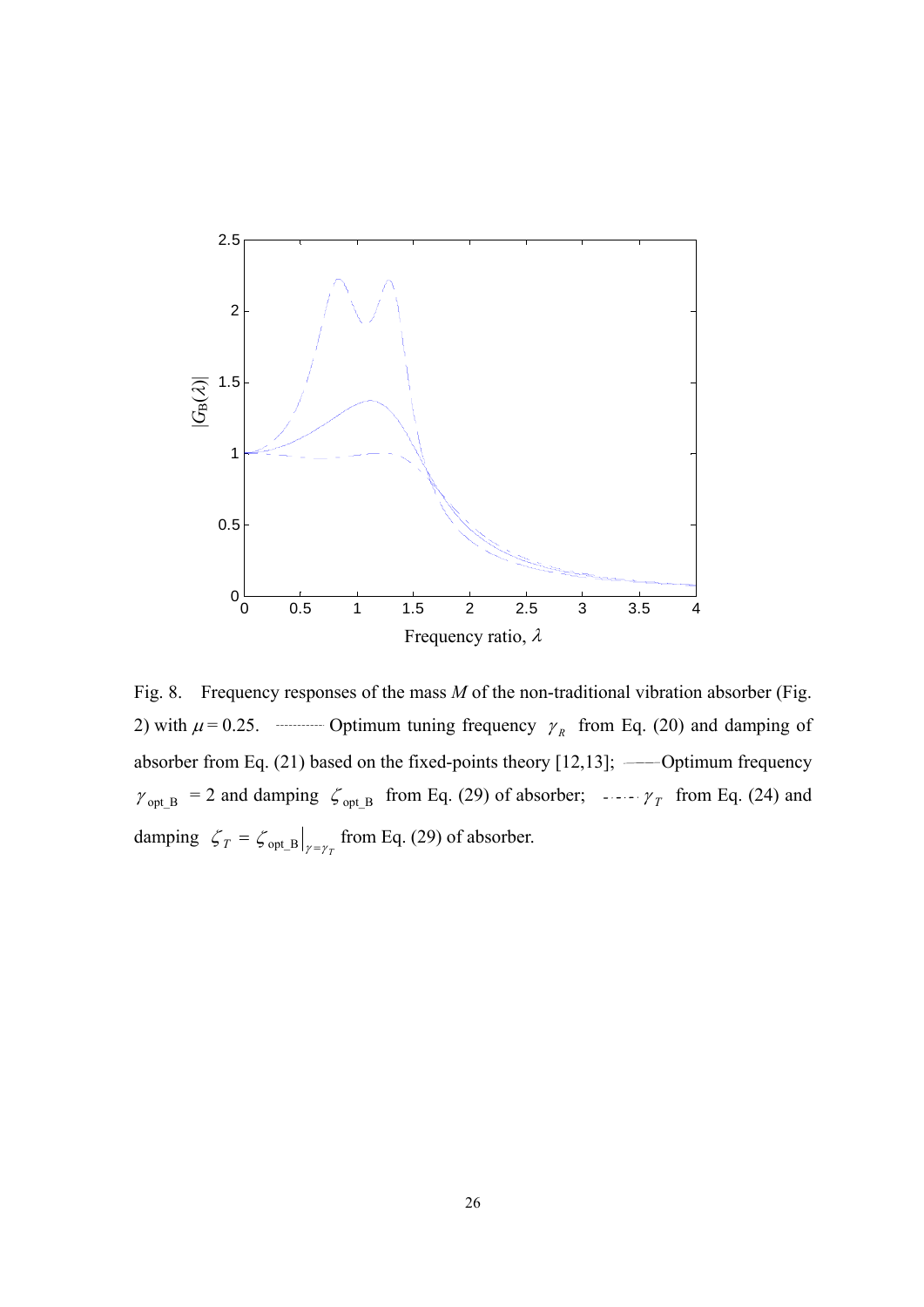Fig. 8. Frequency responses of the mass $M$ of the non-traditional vibration absorber (Fig. 2) with $\mu = 0.25$. ············ Optimum tuning frequency $\gamma_R$ from Eq. (20) and damping of absorber from Eq. (21) based on the fixed-points theory [12,13]; ——— Optimum frequency $\gamma_{\text{opt\_B}} = 2$ and damping $\zeta_{\text{opt\_B}}$ from Eq. (29) of absorber; -·-·- $\gamma_T$ from Eq. (24) and damping $\zeta_T = \zeta_{\text{opt\_B}}\big|_{\gamma=\gamma_T}$ from Eq. (29) of absorber.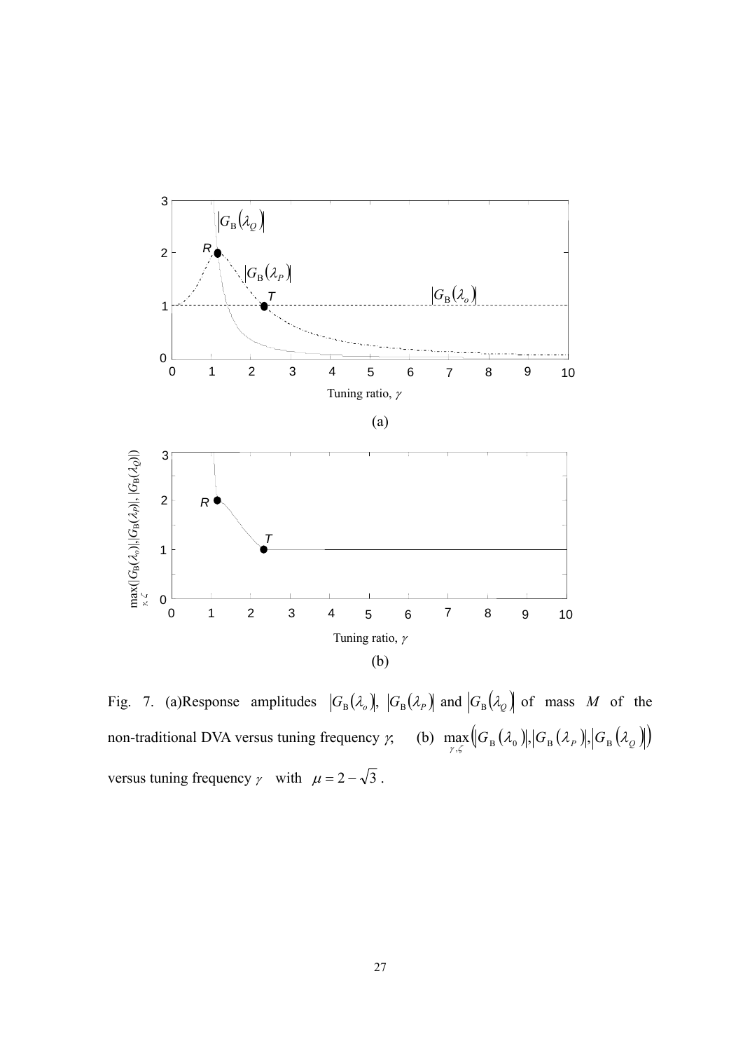Fig. 7. (a)Response amplitudes $\left|G_{\mathrm{B}}(\lambda_o)\right|$, $\left|G_{\mathrm{B}}(\lambda_P)\right|$ and $\left|G_{\mathrm{B}}(\lambda_Q)\right|$ of mass $M$ of the non-traditional DVA versus tuning frequency $\gamma$; (b) $\max\limits_{\gamma,\zeta}\left(\left|G_{\mathrm{B}}(\lambda_0)\right|,\left|G_{\mathrm{B}}(\lambda_P)\right|,\left|G_{\mathrm{B}}(\lambda_Q)\right|\right)$ versus tuning frequency $\gamma$ with $\mu = 2-\sqrt{3}$.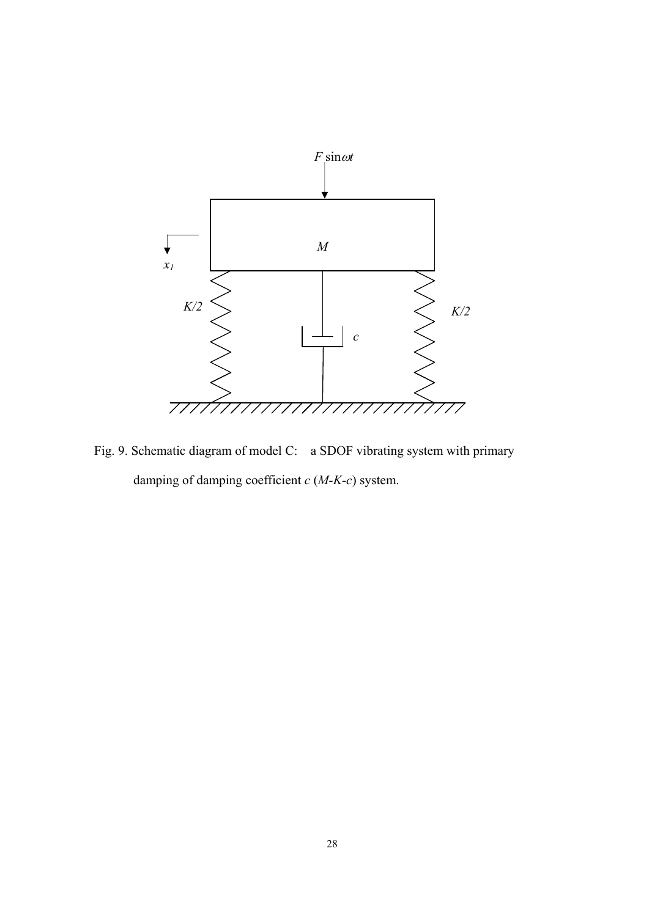Fig. 9. Schematic diagram of model C: a SDOF vibrating system with primary damping of damping coefficient $c$ ($M$-$K$-$c$) system.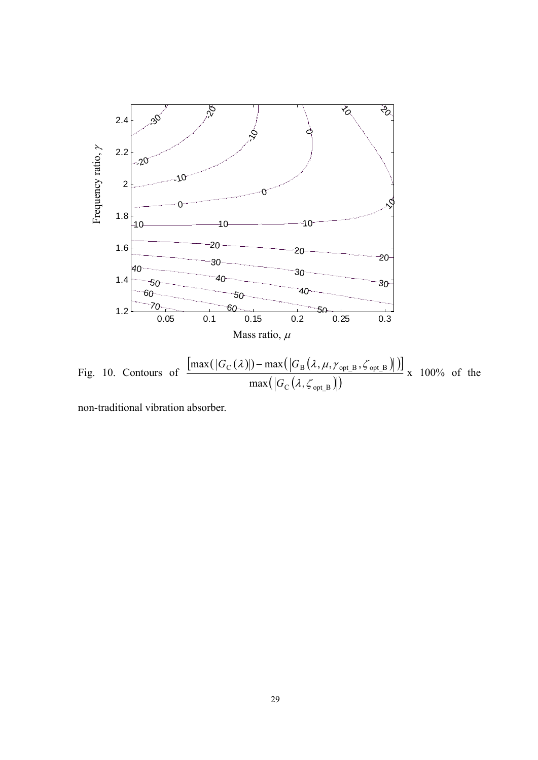Fig. 10. Contours of $\dfrac{\left[\max\left(\left|G_{\mathrm{C}}(\lambda)\right|\right)-\max\left(\left|G_{\mathrm{B}}\left(\lambda,\mu,\gamma_{\mathrm{opt\_B}},\zeta_{\mathrm{opt\_B}}\right)\right|\right)\right]}{\max\left(\left|G_{\mathrm{C}}\left(\lambda,\zeta_{\mathrm{opt\_B}}\right)\right|\right)}$ x 100% of the non-traditional vibration absorber.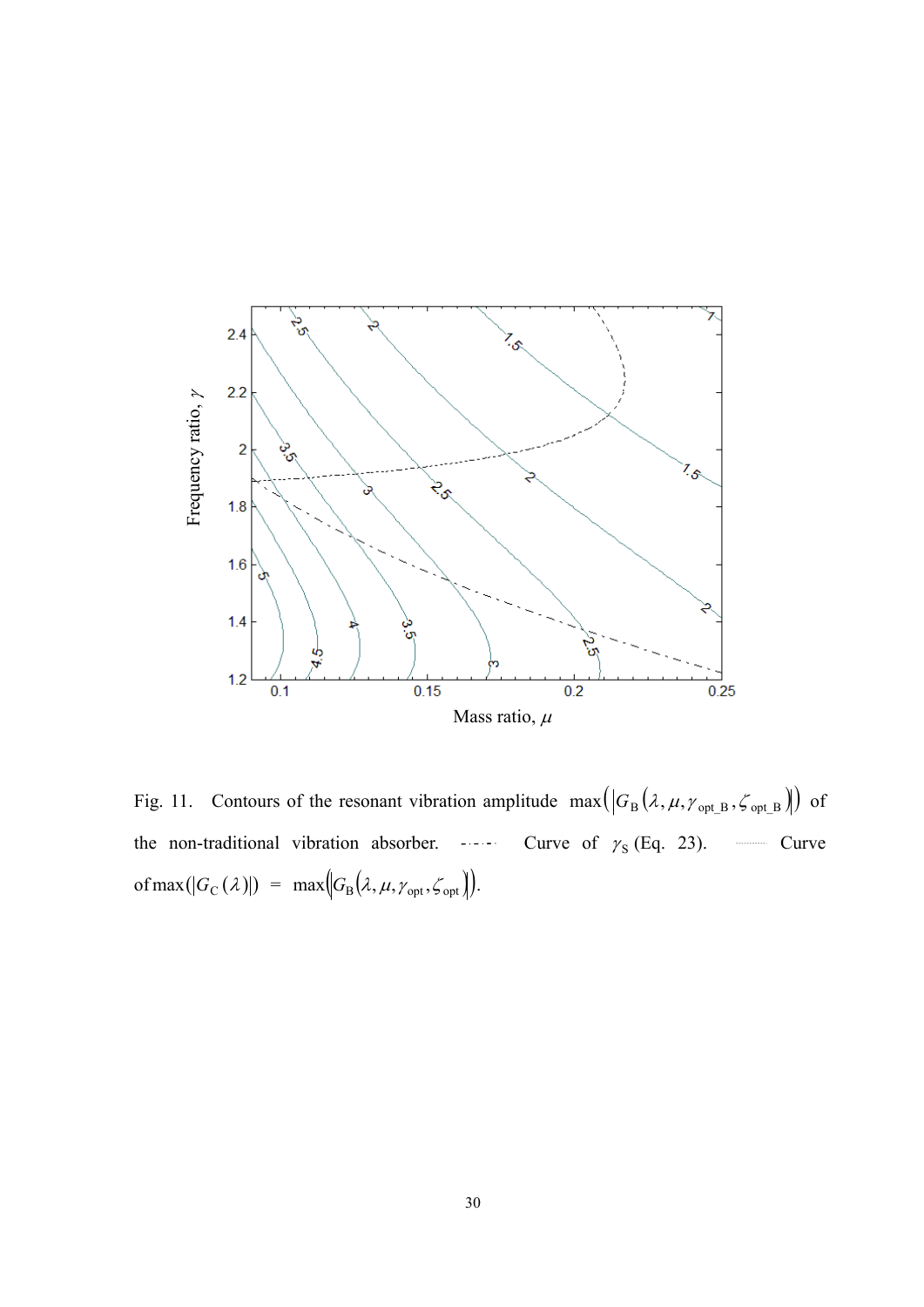Fig. 11. Contours of the resonant vibration amplitude $\max\left(\left|G_B\left(\lambda, \mu, \gamma_{opt\_B}, \zeta_{opt\_B}\right)\right|\right)$ of the non-traditional vibration absorber. -·-·- Curve of $\gamma_S$ (Eq. 23). ·········· Curve of $\max(|G_C(\lambda)|) = \max\left(\left|G_B\left(\lambda, \mu, \gamma_{opt}, \zeta_{opt}\right)\right|\right)$.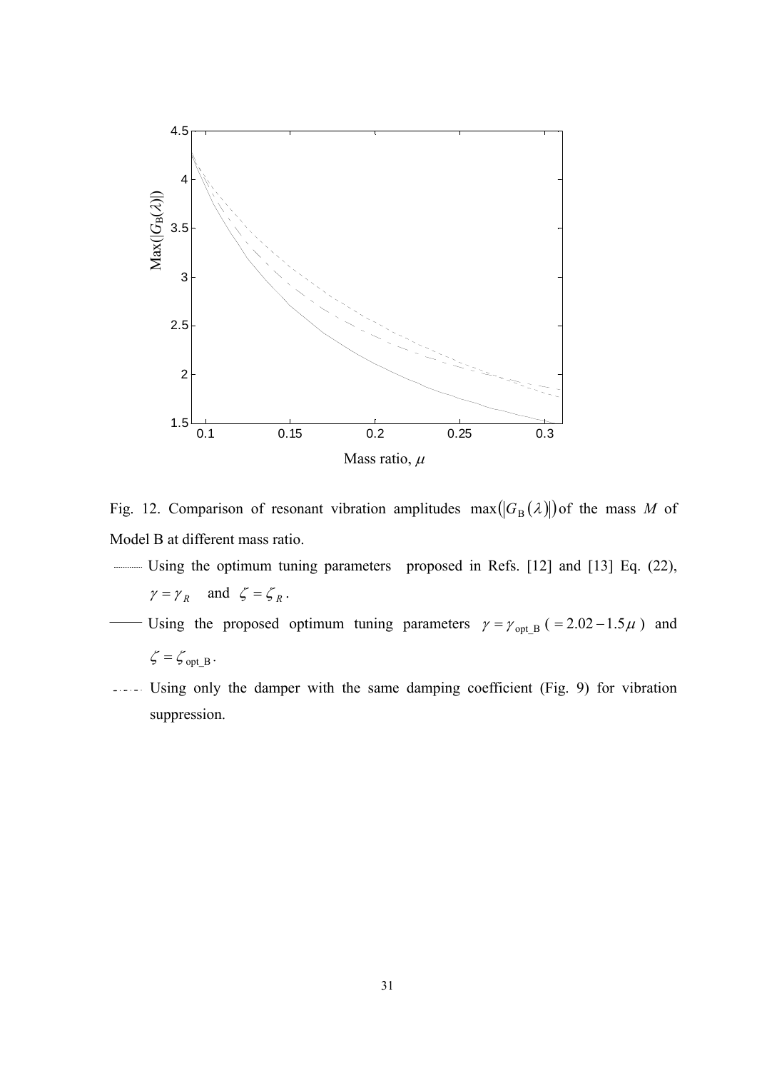4.5

4

3.5

3

2.5

2

1.5

0.1 0.15 0.2 0.25 0.3

Max(|$G_B(\lambda)$|)

Mass ratio, $\mu$

Fig. 12. Comparison of resonant vibration amplitudes $\max\left(\left|G_{\mathrm{B}}(\lambda)\right|\right)$ of the mass $M$ of Model B at different mass ratio.

········ Using the optimum tuning parameters proposed in Refs. [12] and [13] Eq. (22), $\gamma = \gamma_R$ and $\zeta = \zeta_R$.

—— Using the proposed optimum tuning parameters $\gamma = \gamma_{\mathrm{opt\_B}}$ ( $= 2.02 - 1.5\mu$ ) and $\zeta = \zeta_{\mathrm{opt\_B}}$.

-·-·- Using only the damper with the same damping coefficient (Fig. 9) for vibration suppression.